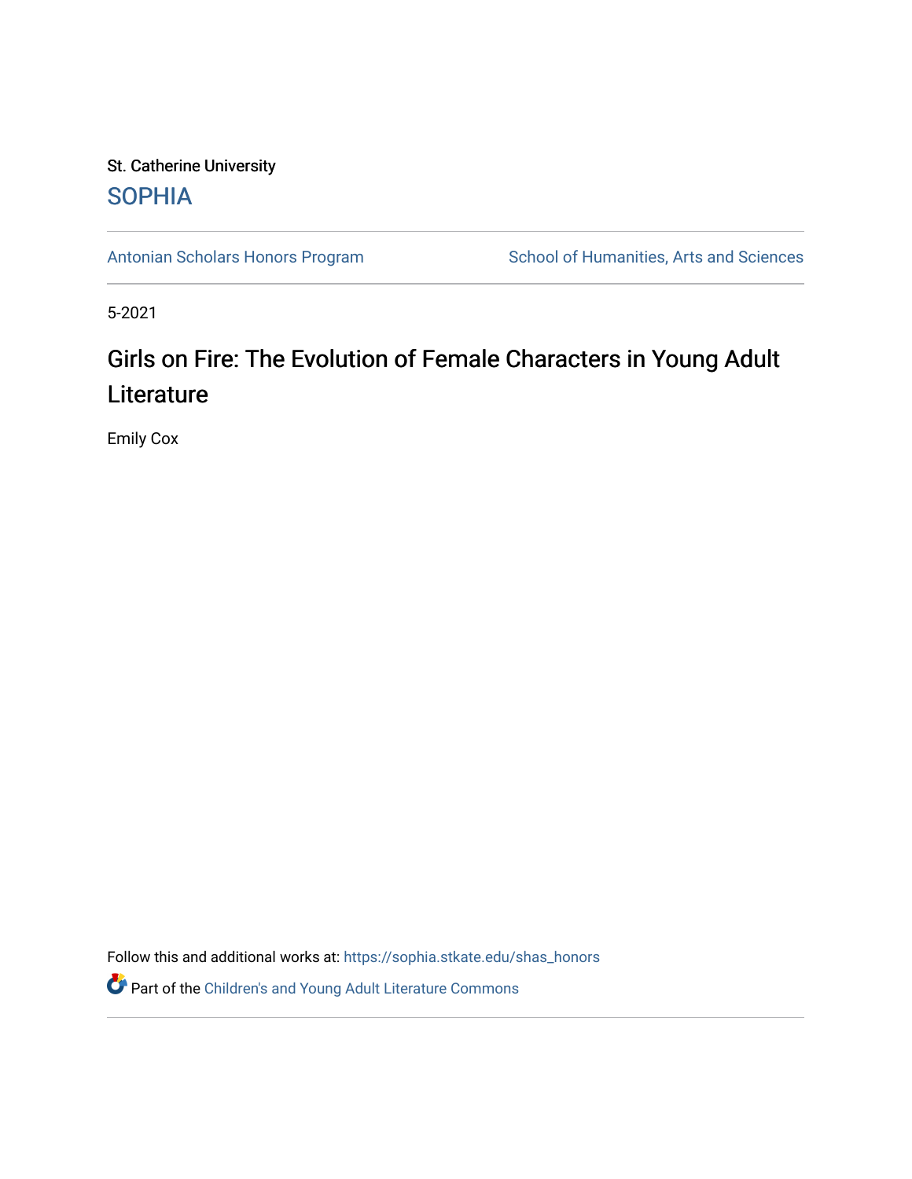St. Catherine University

SOPHIA

Antonian Scholars Honors Program | School of Humanities, Arts and Sciences

5-2021

# Girls on Fire: The Evolution of Female Characters in Young Adult Literature

Emily Cox

Follow this and additional works at: https://sophia.stkate.edu/shas_honors

Part of the Children's and Young Adult Literature Commons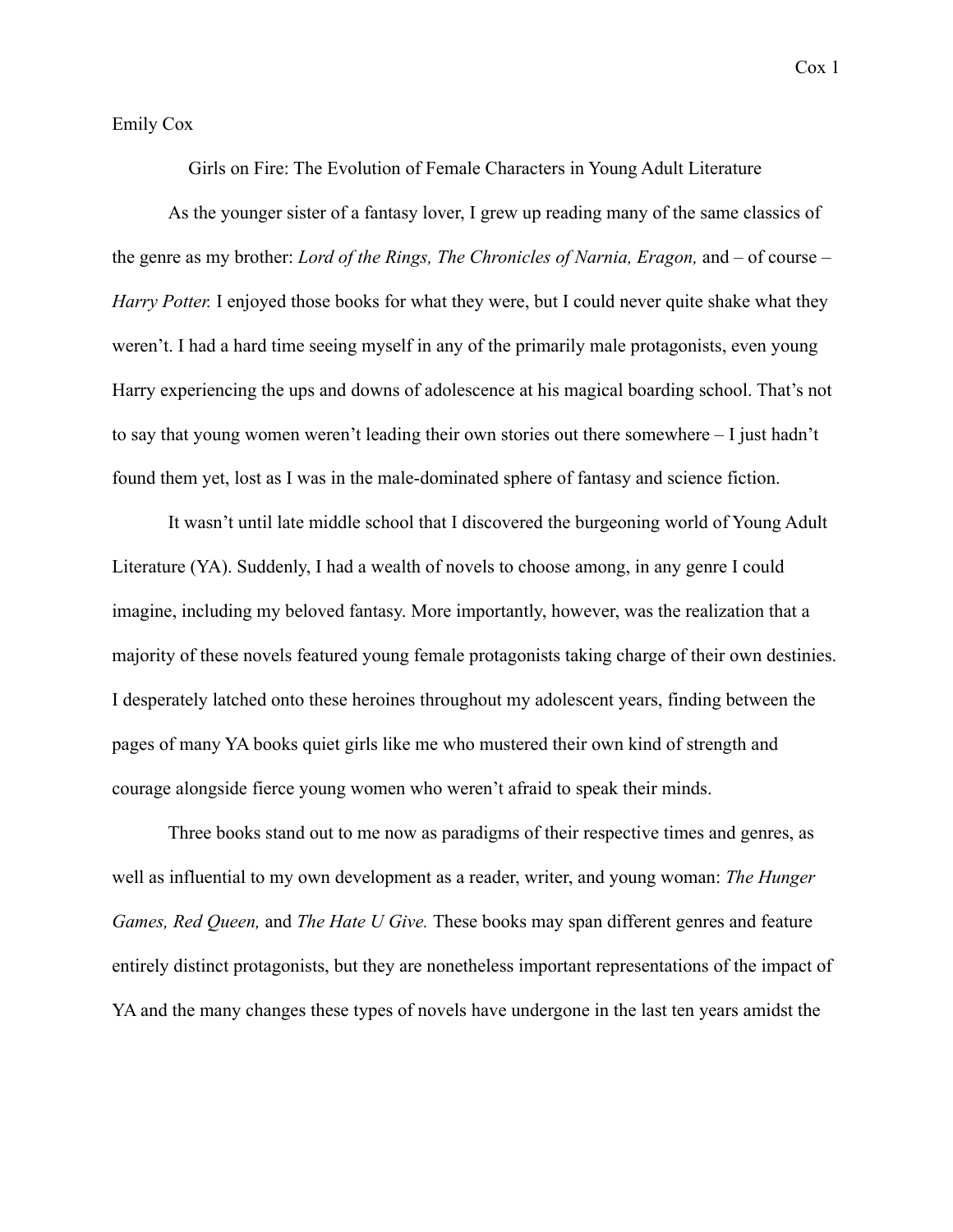Emily Cox

Girls on Fire: The Evolution of Female Characters in Young Adult Literature

As the younger sister of a fantasy lover, I grew up reading many of the same classics of the genre as my brother: *Lord of the Rings, The Chronicles of Narnia, Eragon,* and – of course – *Harry Potter.* I enjoyed those books for what they were, but I could never quite shake what they weren't. I had a hard time seeing myself in any of the primarily male protagonists, even young Harry experiencing the ups and downs of adolescence at his magical boarding school. That's not to say that young women weren't leading their own stories out there somewhere – I just hadn't found them yet, lost as I was in the male-dominated sphere of fantasy and science fiction.

It wasn't until late middle school that I discovered the burgeoning world of Young Adult Literature (YA). Suddenly, I had a wealth of novels to choose among, in any genre I could imagine, including my beloved fantasy. More importantly, however, was the realization that a majority of these novels featured young female protagonists taking charge of their own destinies. I desperately latched onto these heroines throughout my adolescent years, finding between the pages of many YA books quiet girls like me who mustered their own kind of strength and courage alongside fierce young women who weren't afraid to speak their minds.

Three books stand out to me now as paradigms of their respective times and genres, as well as influential to my own development as a reader, writer, and young woman: *The Hunger Games, Red Queen,* and *The Hate U Give.* These books may span different genres and feature entirely distinct protagonists, but they are nonetheless important representations of the impact of YA and the many changes these types of novels have undergone in the last ten years amidst the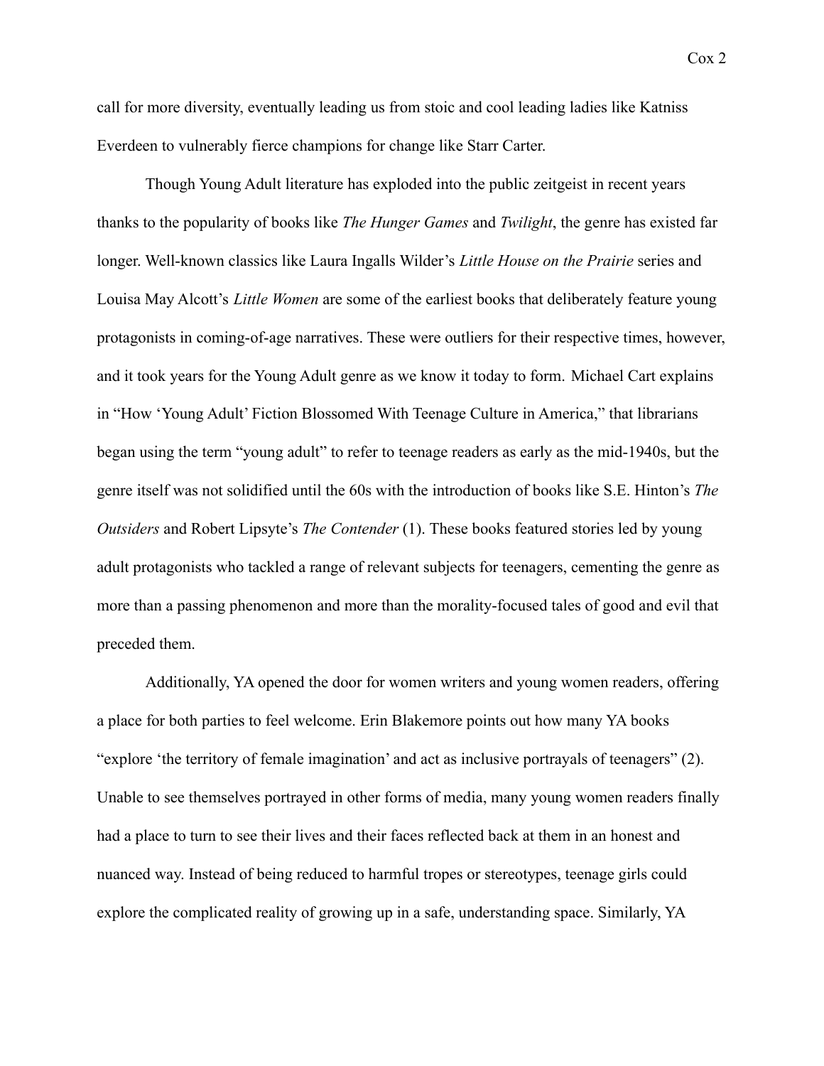call for more diversity, eventually leading us from stoic and cool leading ladies like Katniss Everdeen to vulnerably fierce champions for change like Starr Carter.

Though Young Adult literature has exploded into the public zeitgeist in recent years thanks to the popularity of books like *The Hunger Games* and *Twilight*, the genre has existed far longer. Well-known classics like Laura Ingalls Wilder's *Little House on the Prairie* series and Louisa May Alcott's *Little Women* are some of the earliest books that deliberately feature young protagonists in coming-of-age narratives. These were outliers for their respective times, however, and it took years for the Young Adult genre as we know it today to form. Michael Cart explains in "How 'Young Adult' Fiction Blossomed With Teenage Culture in America," that librarians began using the term "young adult" to refer to teenage readers as early as the mid-1940s, but the genre itself was not solidified until the 60s with the introduction of books like S.E. Hinton's *The Outsiders* and Robert Lipsyte's *The Contender* (1). These books featured stories led by young adult protagonists who tackled a range of relevant subjects for teenagers, cementing the genre as more than a passing phenomenon and more than the morality-focused tales of good and evil that preceded them.

Additionally, YA opened the door for women writers and young women readers, offering a place for both parties to feel welcome. Erin Blakemore points out how many YA books "explore 'the territory of female imagination' and act as inclusive portrayals of teenagers" (2). Unable to see themselves portrayed in other forms of media, many young women readers finally had a place to turn to see their lives and their faces reflected back at them in an honest and nuanced way. Instead of being reduced to harmful tropes or stereotypes, teenage girls could explore the complicated reality of growing up in a safe, understanding space. Similarly, YA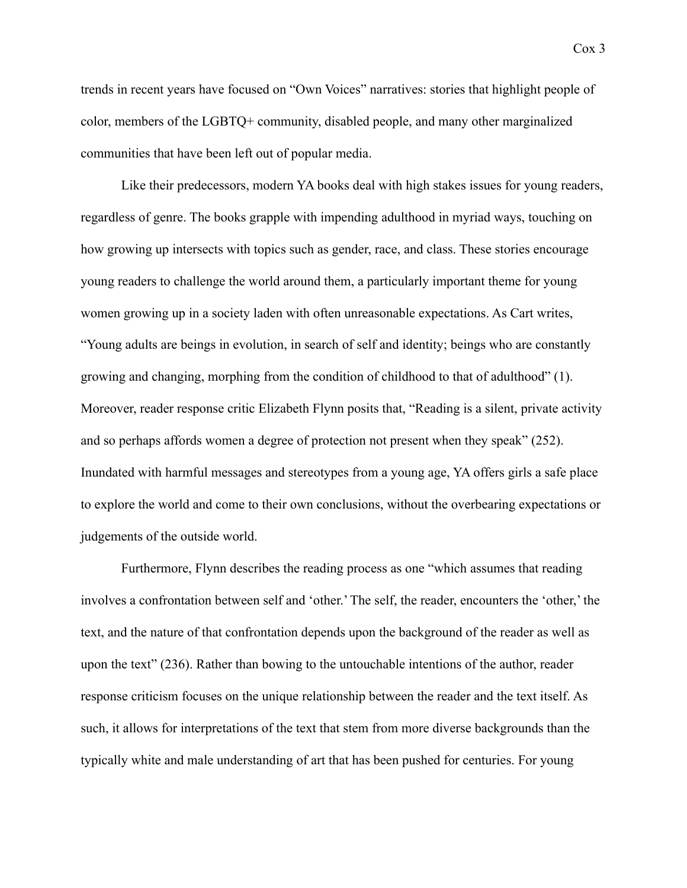trends in recent years have focused on "Own Voices" narratives: stories that highlight people of color, members of the LGBTQ+ community, disabled people, and many other marginalized communities that have been left out of popular media.

Like their predecessors, modern YA books deal with high stakes issues for young readers, regardless of genre. The books grapple with impending adulthood in myriad ways, touching on how growing up intersects with topics such as gender, race, and class. These stories encourage young readers to challenge the world around them, a particularly important theme for young women growing up in a society laden with often unreasonable expectations. As Cart writes, "Young adults are beings in evolution, in search of self and identity; beings who are constantly growing and changing, morphing from the condition of childhood to that of adulthood" (1). Moreover, reader response critic Elizabeth Flynn posits that, "Reading is a silent, private activity and so perhaps affords women a degree of protection not present when they speak" (252). Inundated with harmful messages and stereotypes from a young age, YA offers girls a safe place to explore the world and come to their own conclusions, without the overbearing expectations or judgements of the outside world.

Furthermore, Flynn describes the reading process as one "which assumes that reading involves a confrontation between self and 'other.' The self, the reader, encounters the 'other,' the text, and the nature of that confrontation depends upon the background of the reader as well as upon the text" (236). Rather than bowing to the untouchable intentions of the author, reader response criticism focuses on the unique relationship between the reader and the text itself. As such, it allows for interpretations of the text that stem from more diverse backgrounds than the typically white and male understanding of art that has been pushed for centuries. For young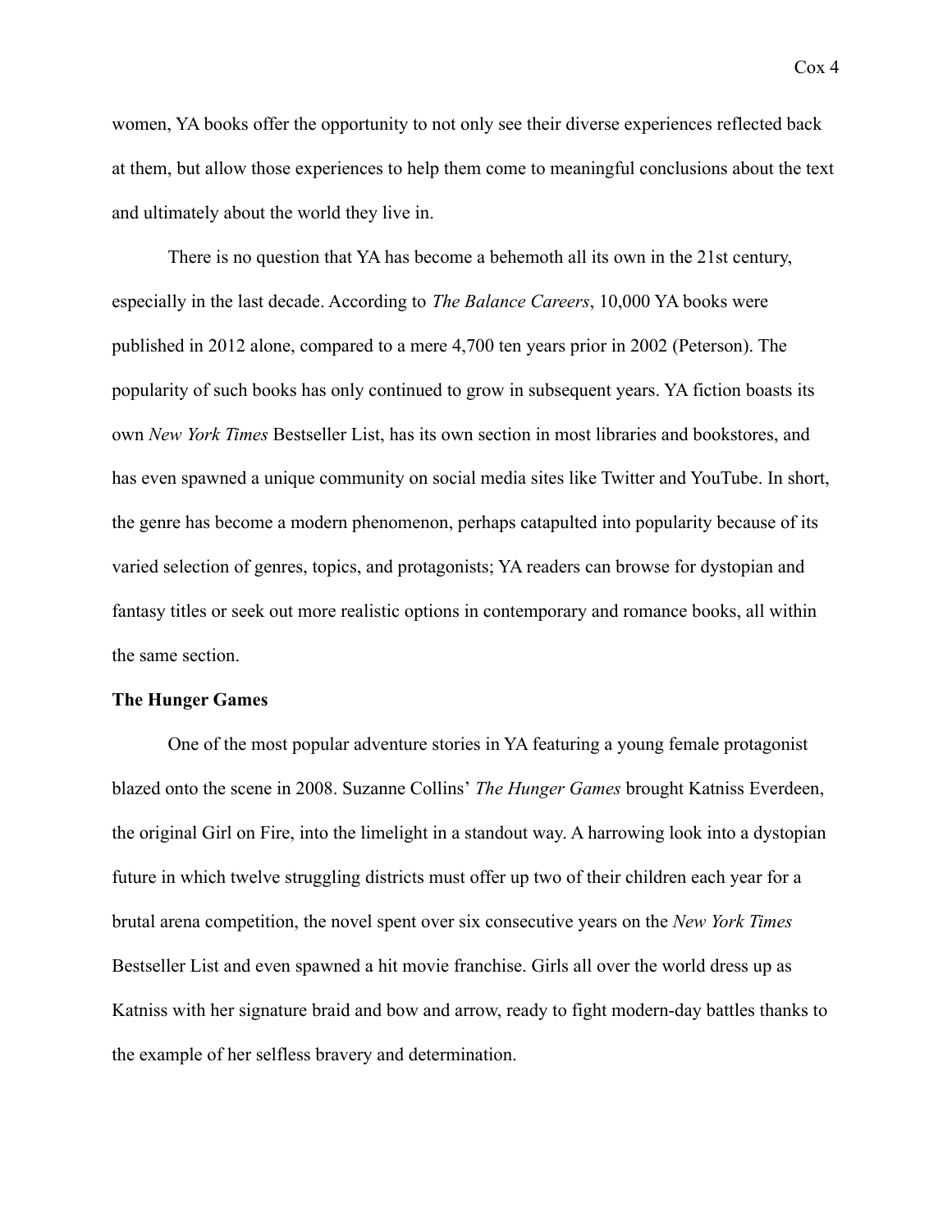women, YA books offer the opportunity to not only see their diverse experiences reflected back at them, but allow those experiences to help them come to meaningful conclusions about the text and ultimately about the world they live in.

There is no question that YA has become a behemoth all its own in the 21st century, especially in the last decade. According to *The Balance Careers*, 10,000 YA books were published in 2012 alone, compared to a mere 4,700 ten years prior in 2002 (Peterson). The popularity of such books has only continued to grow in subsequent years. YA fiction boasts its own *New York Times* Bestseller List, has its own section in most libraries and bookstores, and has even spawned a unique community on social media sites like Twitter and YouTube. In short, the genre has become a modern phenomenon, perhaps catapulted into popularity because of its varied selection of genres, topics, and protagonists; YA readers can browse for dystopian and fantasy titles or seek out more realistic options in contemporary and romance books, all within the same section.

**The Hunger Games**

One of the most popular adventure stories in YA featuring a young female protagonist blazed onto the scene in 2008. Suzanne Collins' *The Hunger Games* brought Katniss Everdeen, the original Girl on Fire, into the limelight in a standout way. A harrowing look into a dystopian future in which twelve struggling districts must offer up two of their children each year for a brutal arena competition, the novel spent over six consecutive years on the *New York Times* Bestseller List and even spawned a hit movie franchise. Girls all over the world dress up as Katniss with her signature braid and bow and arrow, ready to fight modern-day battles thanks to the example of her selfless bravery and determination.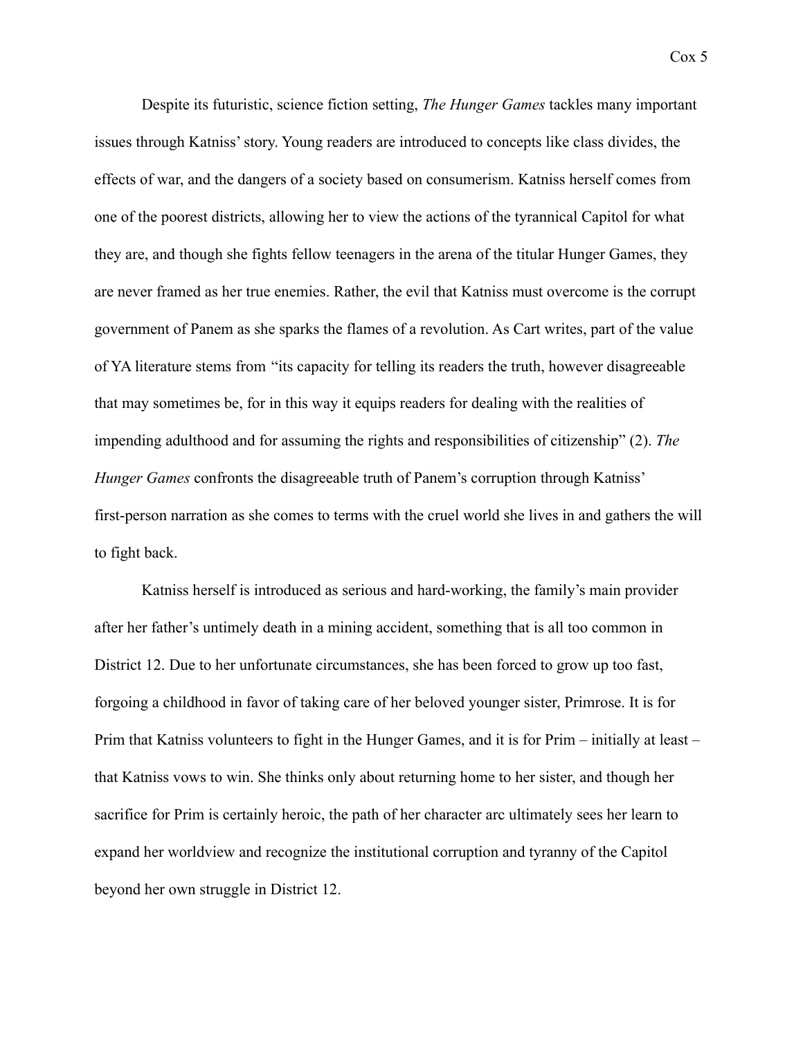Despite its futuristic, science fiction setting, *The Hunger Games* tackles many important issues through Katniss' story. Young readers are introduced to concepts like class divides, the effects of war, and the dangers of a society based on consumerism. Katniss herself comes from one of the poorest districts, allowing her to view the actions of the tyrannical Capitol for what they are, and though she fights fellow teenagers in the arena of the titular Hunger Games, they are never framed as her true enemies. Rather, the evil that Katniss must overcome is the corrupt government of Panem as she sparks the flames of a revolution. As Cart writes, part of the value of YA literature stems from "its capacity for telling its readers the truth, however disagreeable that may sometimes be, for in this way it equips readers for dealing with the realities of impending adulthood and for assuming the rights and responsibilities of citizenship" (2). *The Hunger Games* confronts the disagreeable truth of Panem's corruption through Katniss' first-person narration as she comes to terms with the cruel world she lives in and gathers the will to fight back.

Katniss herself is introduced as serious and hard-working, the family's main provider after her father's untimely death in a mining accident, something that is all too common in District 12. Due to her unfortunate circumstances, she has been forced to grow up too fast, forgoing a childhood in favor of taking care of her beloved younger sister, Primrose. It is for Prim that Katniss volunteers to fight in the Hunger Games, and it is for Prim – initially at least – that Katniss vows to win. She thinks only about returning home to her sister, and though her sacrifice for Prim is certainly heroic, the path of her character arc ultimately sees her learn to expand her worldview and recognize the institutional corruption and tyranny of the Capitol beyond her own struggle in District 12.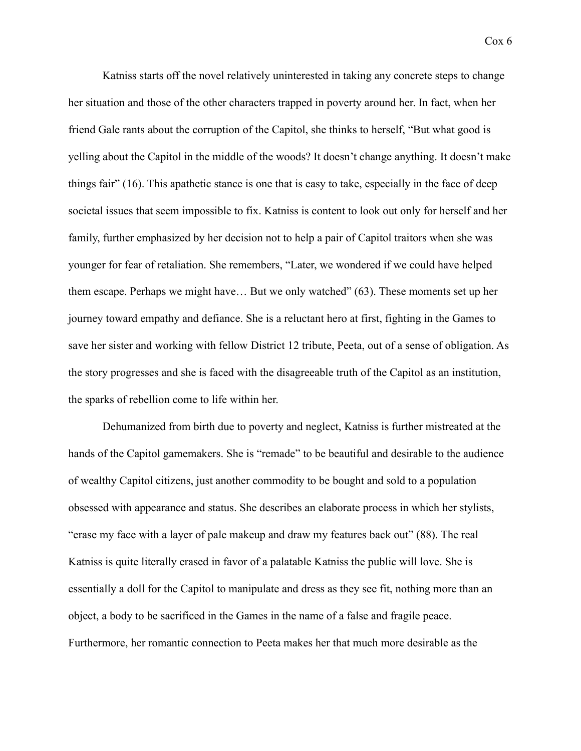Katniss starts off the novel relatively uninterested in taking any concrete steps to change her situation and those of the other characters trapped in poverty around her. In fact, when her friend Gale rants about the corruption of the Capitol, she thinks to herself, "But what good is yelling about the Capitol in the middle of the woods? It doesn't change anything. It doesn't make things fair" (16). This apathetic stance is one that is easy to take, especially in the face of deep societal issues that seem impossible to fix. Katniss is content to look out only for herself and her family, further emphasized by her decision not to help a pair of Capitol traitors when she was younger for fear of retaliation. She remembers, "Later, we wondered if we could have helped them escape. Perhaps we might have… But we only watched" (63). These moments set up her journey toward empathy and defiance. She is a reluctant hero at first, fighting in the Games to save her sister and working with fellow District 12 tribute, Peeta, out of a sense of obligation. As the story progresses and she is faced with the disagreeable truth of the Capitol as an institution, the sparks of rebellion come to life within her.

Dehumanized from birth due to poverty and neglect, Katniss is further mistreated at the hands of the Capitol gamemakers. She is "remade" to be beautiful and desirable to the audience of wealthy Capitol citizens, just another commodity to be bought and sold to a population obsessed with appearance and status. She describes an elaborate process in which her stylists, "erase my face with a layer of pale makeup and draw my features back out" (88). The real Katniss is quite literally erased in favor of a palatable Katniss the public will love. She is essentially a doll for the Capitol to manipulate and dress as they see fit, nothing more than an object, a body to be sacrificed in the Games in the name of a false and fragile peace. Furthermore, her romantic connection to Peeta makes her that much more desirable as the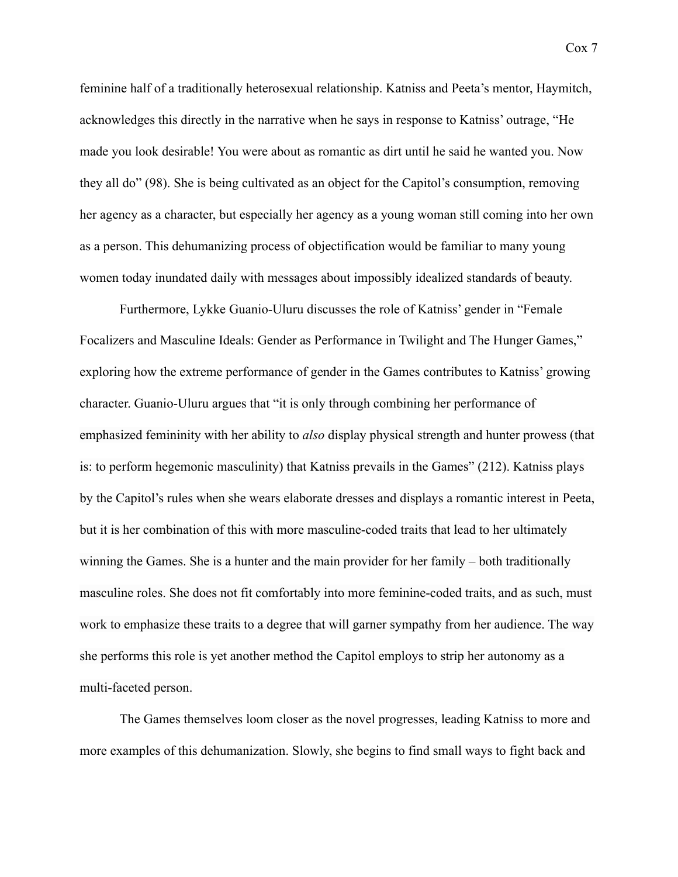feminine half of a traditionally heterosexual relationship. Katniss and Peeta's mentor, Haymitch, acknowledges this directly in the narrative when he says in response to Katniss' outrage, "He made you look desirable! You were about as romantic as dirt until he said he wanted you. Now they all do" (98). She is being cultivated as an object for the Capitol's consumption, removing her agency as a character, but especially her agency as a young woman still coming into her own as a person. This dehumanizing process of objectification would be familiar to many young women today inundated daily with messages about impossibly idealized standards of beauty.

Furthermore, Lykke Guanio-Uluru discusses the role of Katniss' gender in "Female Focalizers and Masculine Ideals: Gender as Performance in Twilight and The Hunger Games," exploring how the extreme performance of gender in the Games contributes to Katniss' growing character. Guanio-Uluru argues that "it is only through combining her performance of emphasized femininity with her ability to *also* display physical strength and hunter prowess (that is: to perform hegemonic masculinity) that Katniss prevails in the Games" (212). Katniss plays by the Capitol's rules when she wears elaborate dresses and displays a romantic interest in Peeta, but it is her combination of this with more masculine-coded traits that lead to her ultimately winning the Games. She is a hunter and the main provider for her family – both traditionally masculine roles. She does not fit comfortably into more feminine-coded traits, and as such, must work to emphasize these traits to a degree that will garner sympathy from her audience. The way she performs this role is yet another method the Capitol employs to strip her autonomy as a multi-faceted person.

The Games themselves loom closer as the novel progresses, leading Katniss to more and more examples of this dehumanization. Slowly, she begins to find small ways to fight back and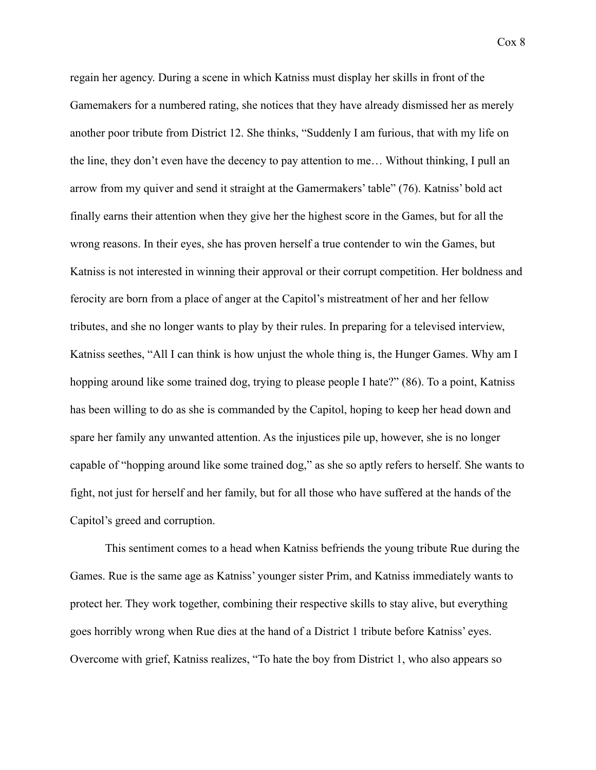regain her agency. During a scene in which Katniss must display her skills in front of the Gamemakers for a numbered rating, she notices that they have already dismissed her as merely another poor tribute from District 12. She thinks, "Suddenly I am furious, that with my life on the line, they don't even have the decency to pay attention to me… Without thinking, I pull an arrow from my quiver and send it straight at the Gamermakers' table" (76). Katniss' bold act finally earns their attention when they give her the highest score in the Games, but for all the wrong reasons. In their eyes, she has proven herself a true contender to win the Games, but Katniss is not interested in winning their approval or their corrupt competition. Her boldness and ferocity are born from a place of anger at the Capitol's mistreatment of her and her fellow tributes, and she no longer wants to play by their rules. In preparing for a televised interview, Katniss seethes, "All I can think is how unjust the whole thing is, the Hunger Games. Why am I hopping around like some trained dog, trying to please people I hate?" (86). To a point, Katniss has been willing to do as she is commanded by the Capitol, hoping to keep her head down and spare her family any unwanted attention. As the injustices pile up, however, she is no longer capable of "hopping around like some trained dog," as she so aptly refers to herself. She wants to fight, not just for herself and her family, but for all those who have suffered at the hands of the Capitol's greed and corruption.

This sentiment comes to a head when Katniss befriends the young tribute Rue during the Games. Rue is the same age as Katniss' younger sister Prim, and Katniss immediately wants to protect her. They work together, combining their respective skills to stay alive, but everything goes horribly wrong when Rue dies at the hand of a District 1 tribute before Katniss' eyes. Overcome with grief, Katniss realizes, "To hate the boy from District 1, who also appears so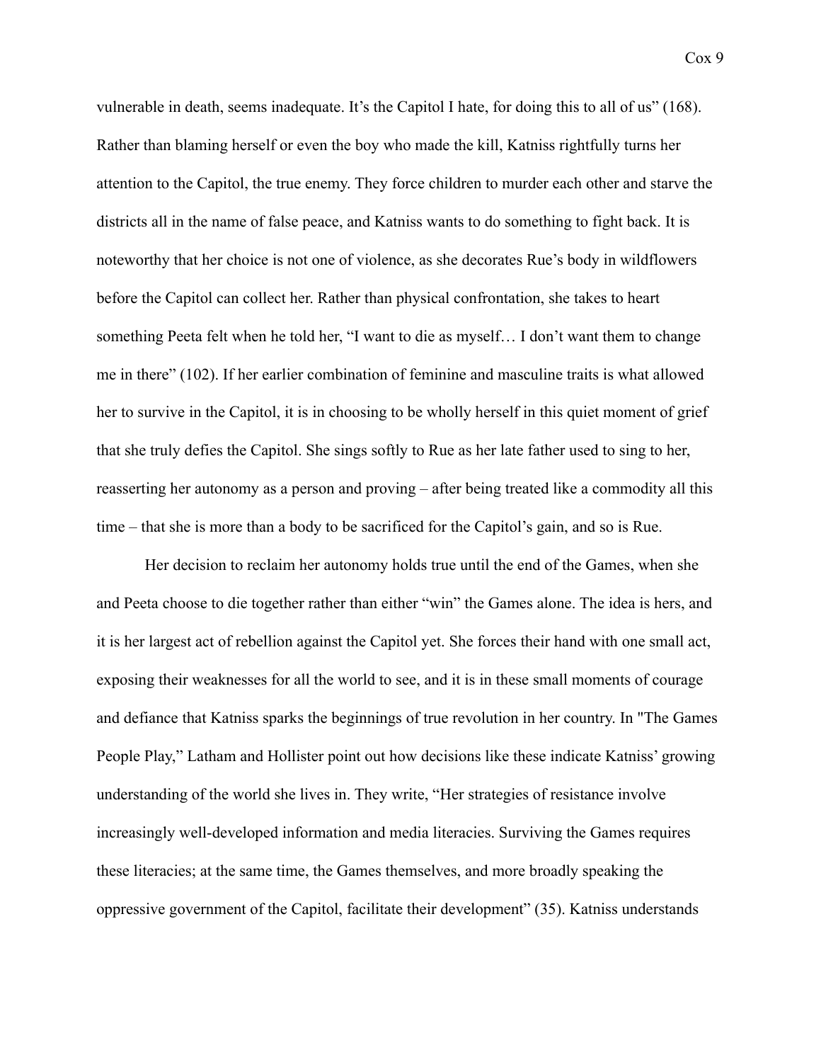vulnerable in death, seems inadequate. It's the Capitol I hate, for doing this to all of us" (168). Rather than blaming herself or even the boy who made the kill, Katniss rightfully turns her attention to the Capitol, the true enemy. They force children to murder each other and starve the districts all in the name of false peace, and Katniss wants to do something to fight back. It is noteworthy that her choice is not one of violence, as she decorates Rue's body in wildflowers before the Capitol can collect her. Rather than physical confrontation, she takes to heart something Peeta felt when he told her, "I want to die as myself… I don't want them to change me in there" (102). If her earlier combination of feminine and masculine traits is what allowed her to survive in the Capitol, it is in choosing to be wholly herself in this quiet moment of grief that she truly defies the Capitol. She sings softly to Rue as her late father used to sing to her, reasserting her autonomy as a person and proving – after being treated like a commodity all this time – that she is more than a body to be sacrificed for the Capitol's gain, and so is Rue.

Her decision to reclaim her autonomy holds true until the end of the Games, when she and Peeta choose to die together rather than either "win" the Games alone. The idea is hers, and it is her largest act of rebellion against the Capitol yet. She forces their hand with one small act, exposing their weaknesses for all the world to see, and it is in these small moments of courage and defiance that Katniss sparks the beginnings of true revolution in her country. In "The Games People Play," Latham and Hollister point out how decisions like these indicate Katniss' growing understanding of the world she lives in. They write, "Her strategies of resistance involve increasingly well-developed information and media literacies. Surviving the Games requires these literacies; at the same time, the Games themselves, and more broadly speaking the oppressive government of the Capitol, facilitate their development" (35). Katniss understands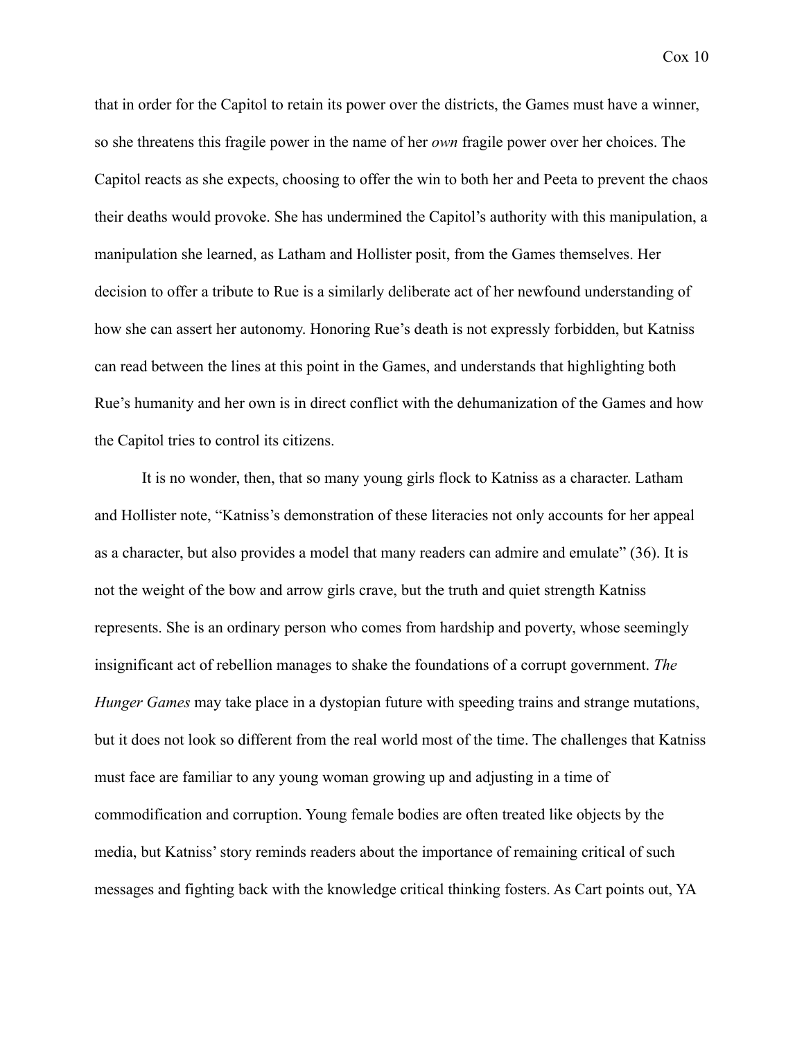that in order for the Capitol to retain its power over the districts, the Games must have a winner, so she threatens this fragile power in the name of her *own* fragile power over her choices. The Capitol reacts as she expects, choosing to offer the win to both her and Peeta to prevent the chaos their deaths would provoke. She has undermined the Capitol's authority with this manipulation, a manipulation she learned, as Latham and Hollister posit, from the Games themselves. Her decision to offer a tribute to Rue is a similarly deliberate act of her newfound understanding of how she can assert her autonomy. Honoring Rue's death is not expressly forbidden, but Katniss can read between the lines at this point in the Games, and understands that highlighting both Rue's humanity and her own is in direct conflict with the dehumanization of the Games and how the Capitol tries to control its citizens.

It is no wonder, then, that so many young girls flock to Katniss as a character. Latham and Hollister note, "Katniss's demonstration of these literacies not only accounts for her appeal as a character, but also provides a model that many readers can admire and emulate" (36). It is not the weight of the bow and arrow girls crave, but the truth and quiet strength Katniss represents. She is an ordinary person who comes from hardship and poverty, whose seemingly insignificant act of rebellion manages to shake the foundations of a corrupt government. *The Hunger Games* may take place in a dystopian future with speeding trains and strange mutations, but it does not look so different from the real world most of the time. The challenges that Katniss must face are familiar to any young woman growing up and adjusting in a time of commodification and corruption. Young female bodies are often treated like objects by the media, but Katniss' story reminds readers about the importance of remaining critical of such messages and fighting back with the knowledge critical thinking fosters. As Cart points out, YA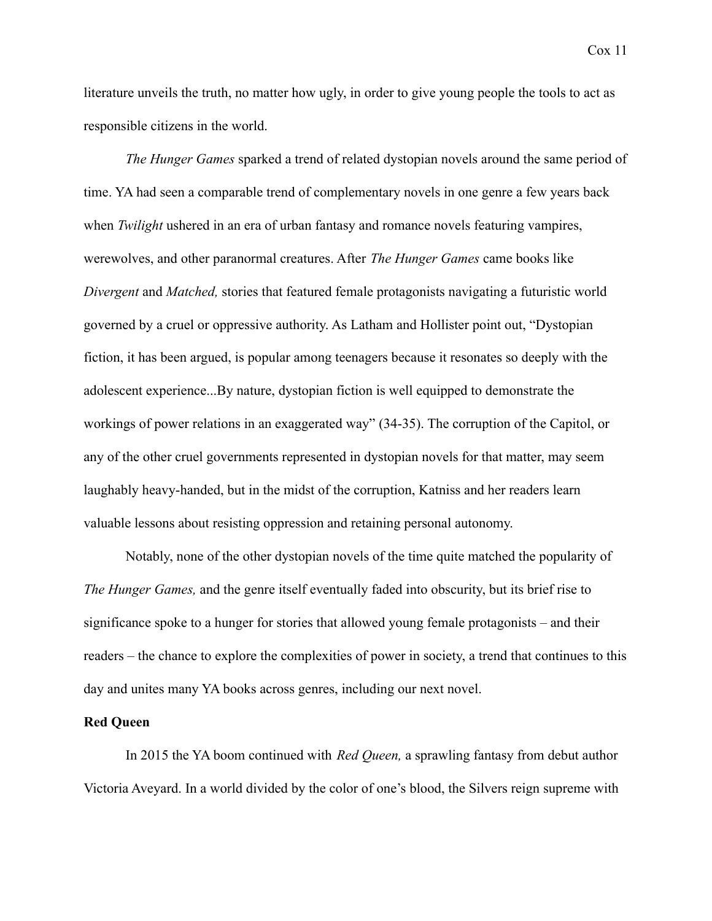literature unveils the truth, no matter how ugly, in order to give young people the tools to act as responsible citizens in the world.

*The Hunger Games* sparked a trend of related dystopian novels around the same period of time. YA had seen a comparable trend of complementary novels in one genre a few years back when *Twilight* ushered in an era of urban fantasy and romance novels featuring vampires, werewolves, and other paranormal creatures. After *The Hunger Games* came books like *Divergent* and *Matched,* stories that featured female protagonists navigating a futuristic world governed by a cruel or oppressive authority. As Latham and Hollister point out, "Dystopian fiction, it has been argued, is popular among teenagers because it resonates so deeply with the adolescent experience...By nature, dystopian fiction is well equipped to demonstrate the workings of power relations in an exaggerated way" (34-35). The corruption of the Capitol, or any of the other cruel governments represented in dystopian novels for that matter, may seem laughably heavy-handed, but in the midst of the corruption, Katniss and her readers learn valuable lessons about resisting oppression and retaining personal autonomy.

Notably, none of the other dystopian novels of the time quite matched the popularity of *The Hunger Games,* and the genre itself eventually faded into obscurity, but its brief rise to significance spoke to a hunger for stories that allowed young female protagonists – and their readers – the chance to explore the complexities of power in society, a trend that continues to this day and unites many YA books across genres, including our next novel.

**Red Queen**

In 2015 the YA boom continued with *Red Queen,* a sprawling fantasy from debut author Victoria Aveyard. In a world divided by the color of one's blood, the Silvers reign supreme with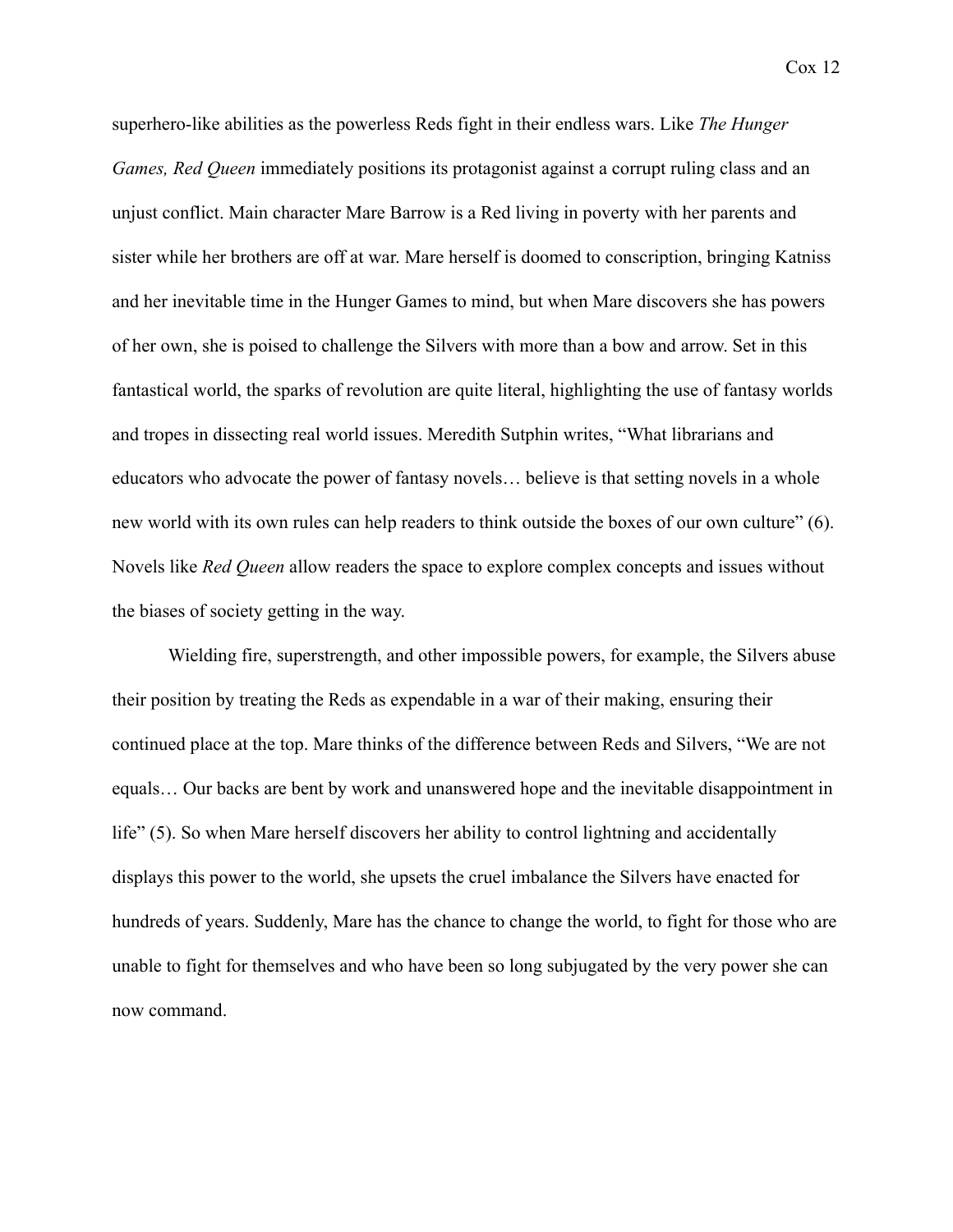superhero-like abilities as the powerless Reds fight in their endless wars. Like *The Hunger Games, Red Queen* immediately positions its protagonist against a corrupt ruling class and an unjust conflict. Main character Mare Barrow is a Red living in poverty with her parents and sister while her brothers are off at war. Mare herself is doomed to conscription, bringing Katniss and her inevitable time in the Hunger Games to mind, but when Mare discovers she has powers of her own, she is poised to challenge the Silvers with more than a bow and arrow. Set in this fantastical world, the sparks of revolution are quite literal, highlighting the use of fantasy worlds and tropes in dissecting real world issues. Meredith Sutphin writes, "What librarians and educators who advocate the power of fantasy novels… believe is that setting novels in a whole new world with its own rules can help readers to think outside the boxes of our own culture" (6). Novels like *Red Queen* allow readers the space to explore complex concepts and issues without the biases of society getting in the way.

Wielding fire, superstrength, and other impossible powers, for example, the Silvers abuse their position by treating the Reds as expendable in a war of their making, ensuring their continued place at the top. Mare thinks of the difference between Reds and Silvers, "We are not equals… Our backs are bent by work and unanswered hope and the inevitable disappointment in life" (5). So when Mare herself discovers her ability to control lightning and accidentally displays this power to the world, she upsets the cruel imbalance the Silvers have enacted for hundreds of years. Suddenly, Mare has the chance to change the world, to fight for those who are unable to fight for themselves and who have been so long subjugated by the very power she can now command.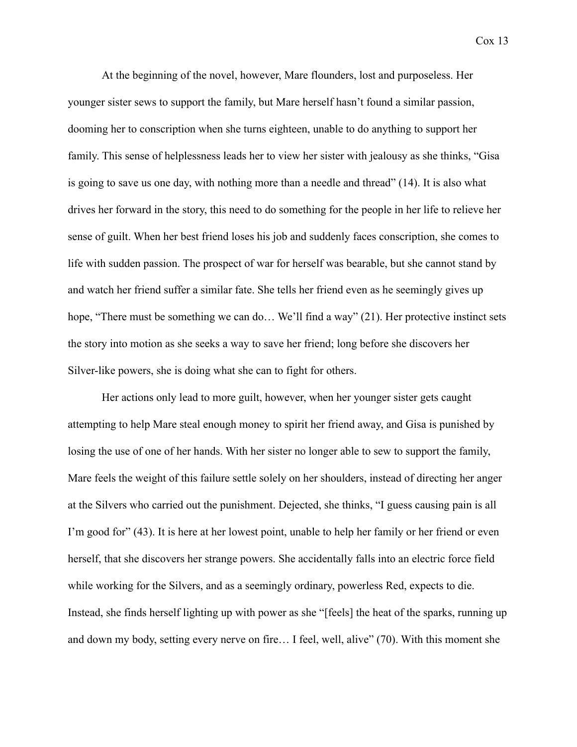At the beginning of the novel, however, Mare flounders, lost and purposeless. Her younger sister sews to support the family, but Mare herself hasn't found a similar passion, dooming her to conscription when she turns eighteen, unable to do anything to support her family. This sense of helplessness leads her to view her sister with jealousy as she thinks, "Gisa is going to save us one day, with nothing more than a needle and thread" (14). It is also what drives her forward in the story, this need to do something for the people in her life to relieve her sense of guilt. When her best friend loses his job and suddenly faces conscription, she comes to life with sudden passion. The prospect of war for herself was bearable, but she cannot stand by and watch her friend suffer a similar fate. She tells her friend even as he seemingly gives up hope, "There must be something we can do… We'll find a way" (21). Her protective instinct sets the story into motion as she seeks a way to save her friend; long before she discovers her Silver-like powers, she is doing what she can to fight for others.

Her actions only lead to more guilt, however, when her younger sister gets caught attempting to help Mare steal enough money to spirit her friend away, and Gisa is punished by losing the use of one of her hands. With her sister no longer able to sew to support the family, Mare feels the weight of this failure settle solely on her shoulders, instead of directing her anger at the Silvers who carried out the punishment. Dejected, she thinks, "I guess causing pain is all I'm good for" (43). It is here at her lowest point, unable to help her family or her friend or even herself, that she discovers her strange powers. She accidentally falls into an electric force field while working for the Silvers, and as a seemingly ordinary, powerless Red, expects to die. Instead, she finds herself lighting up with power as she "[feels] the heat of the sparks, running up and down my body, setting every nerve on fire… I feel, well, alive" (70). With this moment she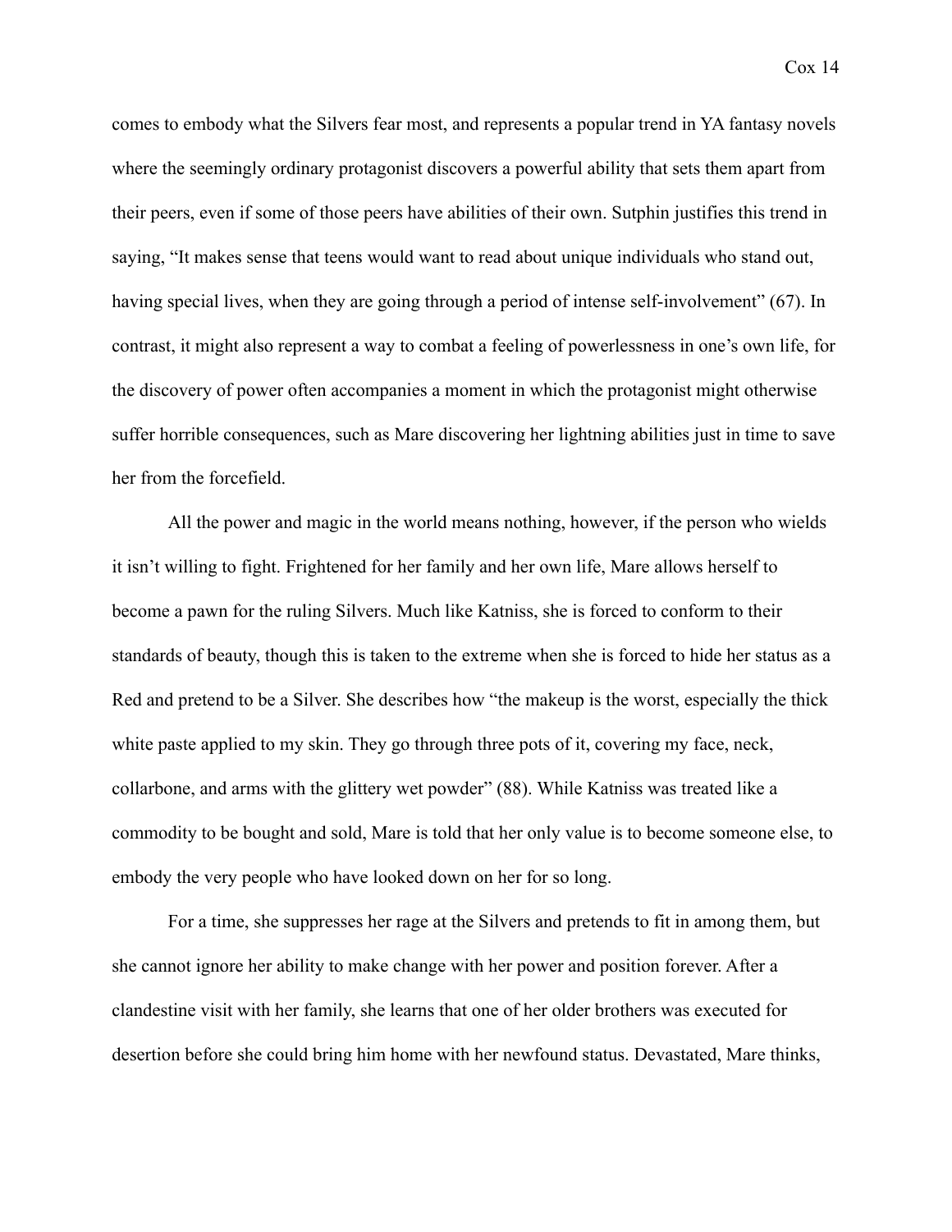comes to embody what the Silvers fear most, and represents a popular trend in YA fantasy novels where the seemingly ordinary protagonist discovers a powerful ability that sets them apart from their peers, even if some of those peers have abilities of their own. Sutphin justifies this trend in saying, "It makes sense that teens would want to read about unique individuals who stand out, having special lives, when they are going through a period of intense self-involvement" (67). In contrast, it might also represent a way to combat a feeling of powerlessness in one's own life, for the discovery of power often accompanies a moment in which the protagonist might otherwise suffer horrible consequences, such as Mare discovering her lightning abilities just in time to save her from the forcefield.

All the power and magic in the world means nothing, however, if the person who wields it isn't willing to fight. Frightened for her family and her own life, Mare allows herself to become a pawn for the ruling Silvers. Much like Katniss, she is forced to conform to their standards of beauty, though this is taken to the extreme when she is forced to hide her status as a Red and pretend to be a Silver. She describes how "the makeup is the worst, especially the thick white paste applied to my skin. They go through three pots of it, covering my face, neck, collarbone, and arms with the glittery wet powder" (88). While Katniss was treated like a commodity to be bought and sold, Mare is told that her only value is to become someone else, to embody the very people who have looked down on her for so long.

For a time, she suppresses her rage at the Silvers and pretends to fit in among them, but she cannot ignore her ability to make change with her power and position forever. After a clandestine visit with her family, she learns that one of her older brothers was executed for desertion before she could bring him home with her newfound status. Devastated, Mare thinks,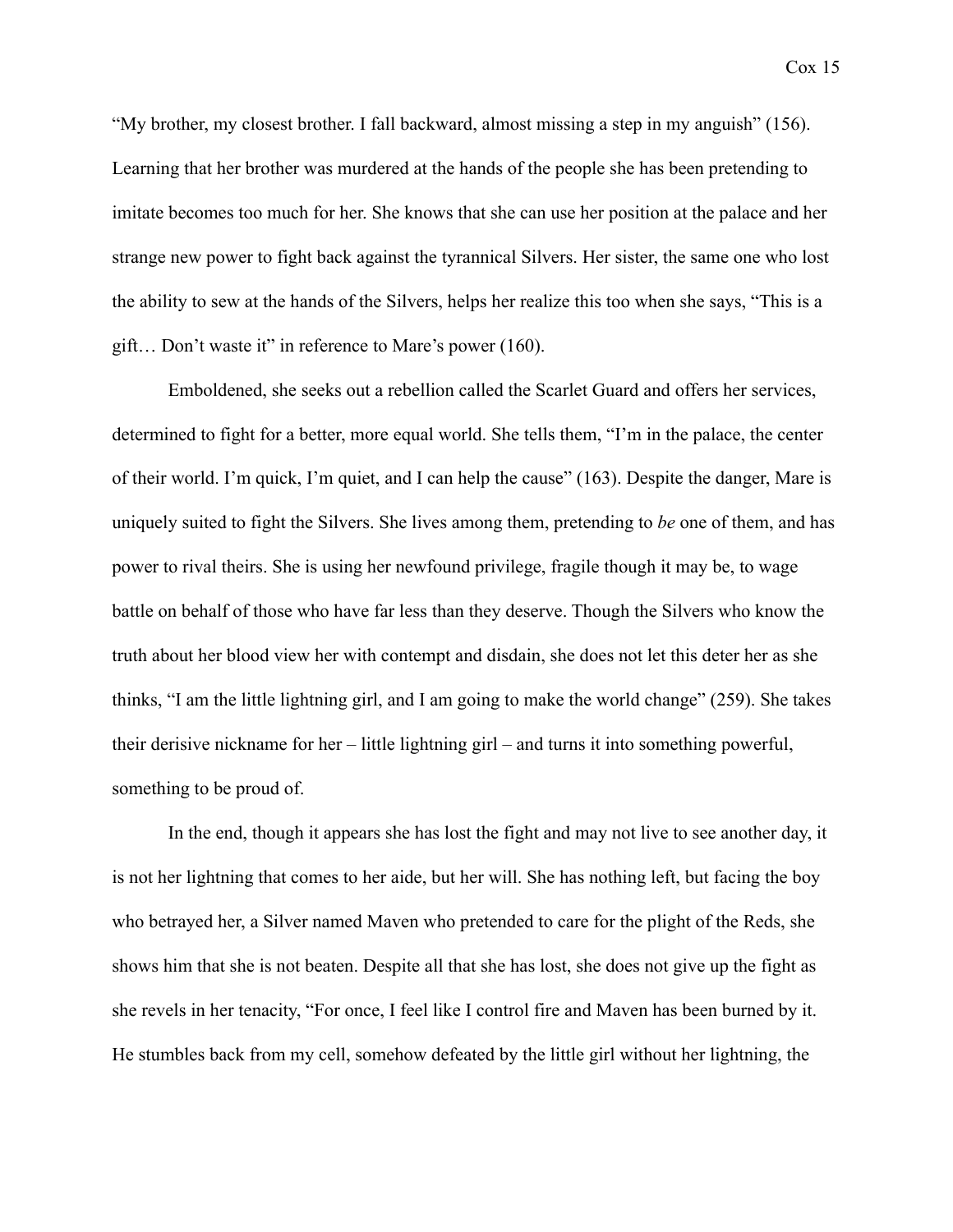"My brother, my closest brother. I fall backward, almost missing a step in my anguish" (156). Learning that her brother was murdered at the hands of the people she has been pretending to imitate becomes too much for her. She knows that she can use her position at the palace and her strange new power to fight back against the tyrannical Silvers. Her sister, the same one who lost the ability to sew at the hands of the Silvers, helps her realize this too when she says, "This is a gift… Don't waste it" in reference to Mare's power (160).

Emboldened, she seeks out a rebellion called the Scarlet Guard and offers her services, determined to fight for a better, more equal world. She tells them, "I'm in the palace, the center of their world. I'm quick, I'm quiet, and I can help the cause" (163). Despite the danger, Mare is uniquely suited to fight the Silvers. She lives among them, pretending to *be* one of them, and has power to rival theirs. She is using her newfound privilege, fragile though it may be, to wage battle on behalf of those who have far less than they deserve. Though the Silvers who know the truth about her blood view her with contempt and disdain, she does not let this deter her as she thinks, "I am the little lightning girl, and I am going to make the world change" (259). She takes their derisive nickname for her – little lightning girl – and turns it into something powerful, something to be proud of.

In the end, though it appears she has lost the fight and may not live to see another day, it is not her lightning that comes to her aide, but her will. She has nothing left, but facing the boy who betrayed her, a Silver named Maven who pretended to care for the plight of the Reds, she shows him that she is not beaten. Despite all that she has lost, she does not give up the fight as she revels in her tenacity, "For once, I feel like I control fire and Maven has been burned by it. He stumbles back from my cell, somehow defeated by the little girl without her lightning, the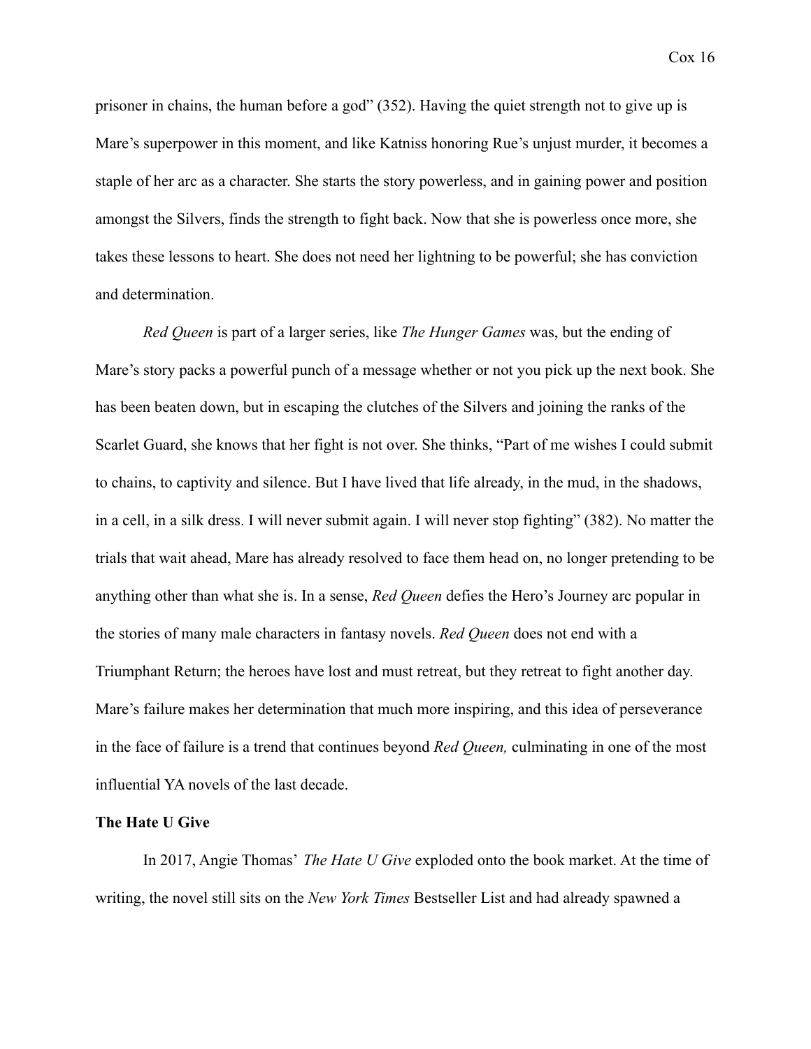prisoner in chains, the human before a god" (352). Having the quiet strength not to give up is Mare's superpower in this moment, and like Katniss honoring Rue's unjust murder, it becomes a staple of her arc as a character. She starts the story powerless, and in gaining power and position amongst the Silvers, finds the strength to fight back. Now that she is powerless once more, she takes these lessons to heart. She does not need her lightning to be powerful; she has conviction and determination.

*Red Queen* is part of a larger series, like *The Hunger Games* was, but the ending of Mare's story packs a powerful punch of a message whether or not you pick up the next book. She has been beaten down, but in escaping the clutches of the Silvers and joining the ranks of the Scarlet Guard, she knows that her fight is not over. She thinks, "Part of me wishes I could submit to chains, to captivity and silence. But I have lived that life already, in the mud, in the shadows, in a cell, in a silk dress. I will never submit again. I will never stop fighting" (382). No matter the trials that wait ahead, Mare has already resolved to face them head on, no longer pretending to be anything other than what she is. In a sense, *Red Queen* defies the Hero's Journey arc popular in the stories of many male characters in fantasy novels. *Red Queen* does not end with a Triumphant Return; the heroes have lost and must retreat, but they retreat to fight another day. Mare's failure makes her determination that much more inspiring, and this idea of perseverance in the face of failure is a trend that continues beyond *Red Queen,* culminating in one of the most influential YA novels of the last decade.

**The Hate U Give**

In 2017, Angie Thomas' *The Hate U Give* exploded onto the book market. At the time of writing, the novel still sits on the *New York Times* Bestseller List and had already spawned a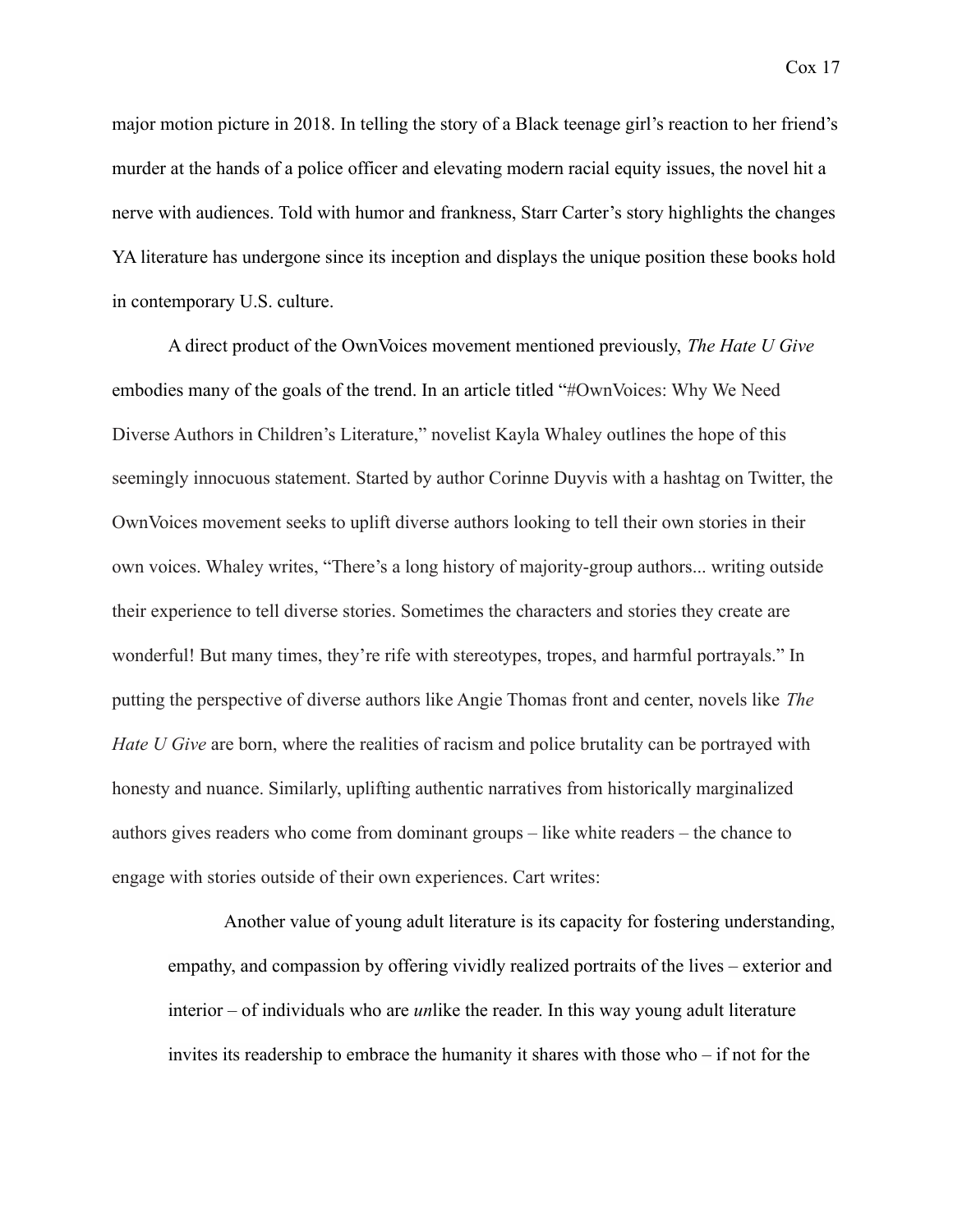major motion picture in 2018. In telling the story of a Black teenage girl's reaction to her friend's murder at the hands of a police officer and elevating modern racial equity issues, the novel hit a nerve with audiences. Told with humor and frankness, Starr Carter's story highlights the changes YA literature has undergone since its inception and displays the unique position these books hold in contemporary U.S. culture.

A direct product of the OwnVoices movement mentioned previously, *The Hate U Give* embodies many of the goals of the trend. In an article titled "#OwnVoices: Why We Need Diverse Authors in Children's Literature," novelist Kayla Whaley outlines the hope of this seemingly innocuous statement. Started by author Corinne Duyvis with a hashtag on Twitter, the OwnVoices movement seeks to uplift diverse authors looking to tell their own stories in their own voices. Whaley writes, "There's a long history of majority-group authors... writing outside their experience to tell diverse stories. Sometimes the characters and stories they create are wonderful! But many times, they're rife with stereotypes, tropes, and harmful portrayals." In putting the perspective of diverse authors like Angie Thomas front and center, novels like *The Hate U Give* are born, where the realities of racism and police brutality can be portrayed with honesty and nuance. Similarly, uplifting authentic narratives from historically marginalized authors gives readers who come from dominant groups – like white readers – the chance to engage with stories outside of their own experiences. Cart writes:

> Another value of young adult literature is its capacity for fostering understanding, empathy, and compassion by offering vividly realized portraits of the lives – exterior and interior – of individuals who are *un*like the reader. In this way young adult literature invites its readership to embrace the humanity it shares with those who – if not for the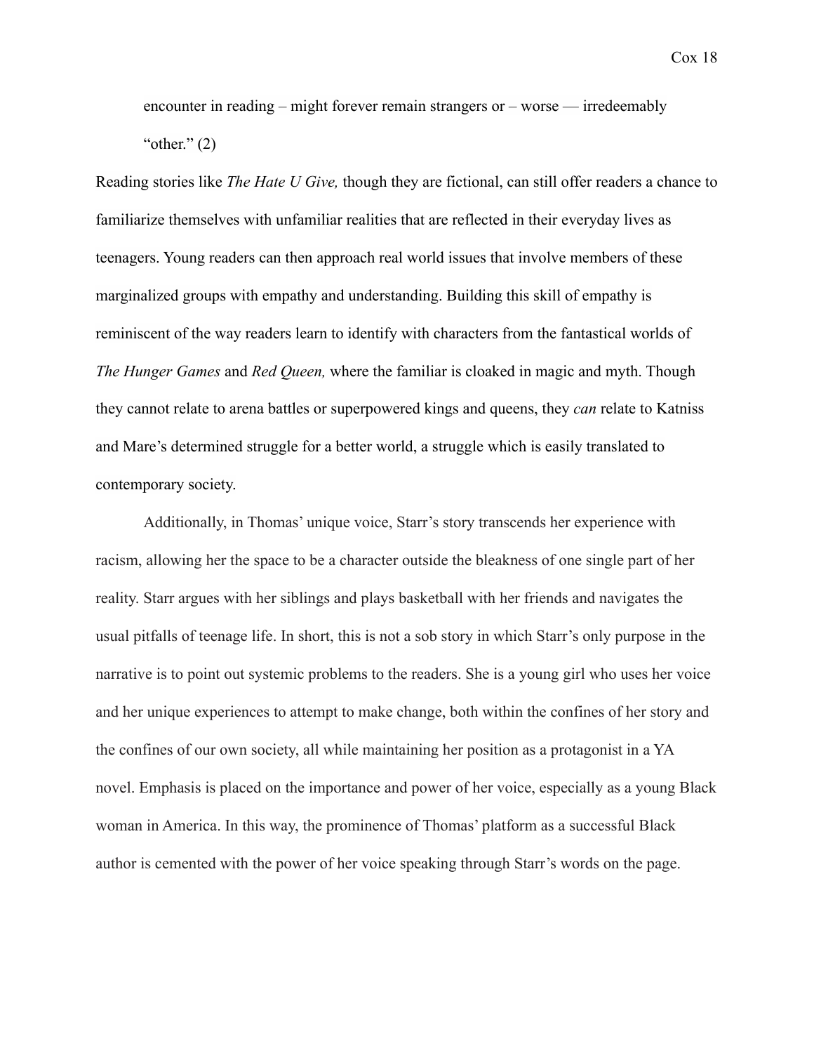> encounter in reading – might forever remain strangers or – worse — irredeemably "other." (2)

Reading stories like *The Hate U Give,* though they are fictional, can still offer readers a chance to familiarize themselves with unfamiliar realities that are reflected in their everyday lives as teenagers. Young readers can then approach real world issues that involve members of these marginalized groups with empathy and understanding. Building this skill of empathy is reminiscent of the way readers learn to identify with characters from the fantastical worlds of *The Hunger Games* and *Red Queen,* where the familiar is cloaked in magic and myth. Though they cannot relate to arena battles or superpowered kings and queens, they *can* relate to Katniss and Mare's determined struggle for a better world, a struggle which is easily translated to contemporary society.

Additionally, in Thomas' unique voice, Starr's story transcends her experience with racism, allowing her the space to be a character outside the bleakness of one single part of her reality. Starr argues with her siblings and plays basketball with her friends and navigates the usual pitfalls of teenage life. In short, this is not a sob story in which Starr's only purpose in the narrative is to point out systemic problems to the readers. She is a young girl who uses her voice and her unique experiences to attempt to make change, both within the confines of her story and the confines of our own society, all while maintaining her position as a protagonist in a YA novel. Emphasis is placed on the importance and power of her voice, especially as a young Black woman in America. In this way, the prominence of Thomas' platform as a successful Black author is cemented with the power of her voice speaking through Starr's words on the page.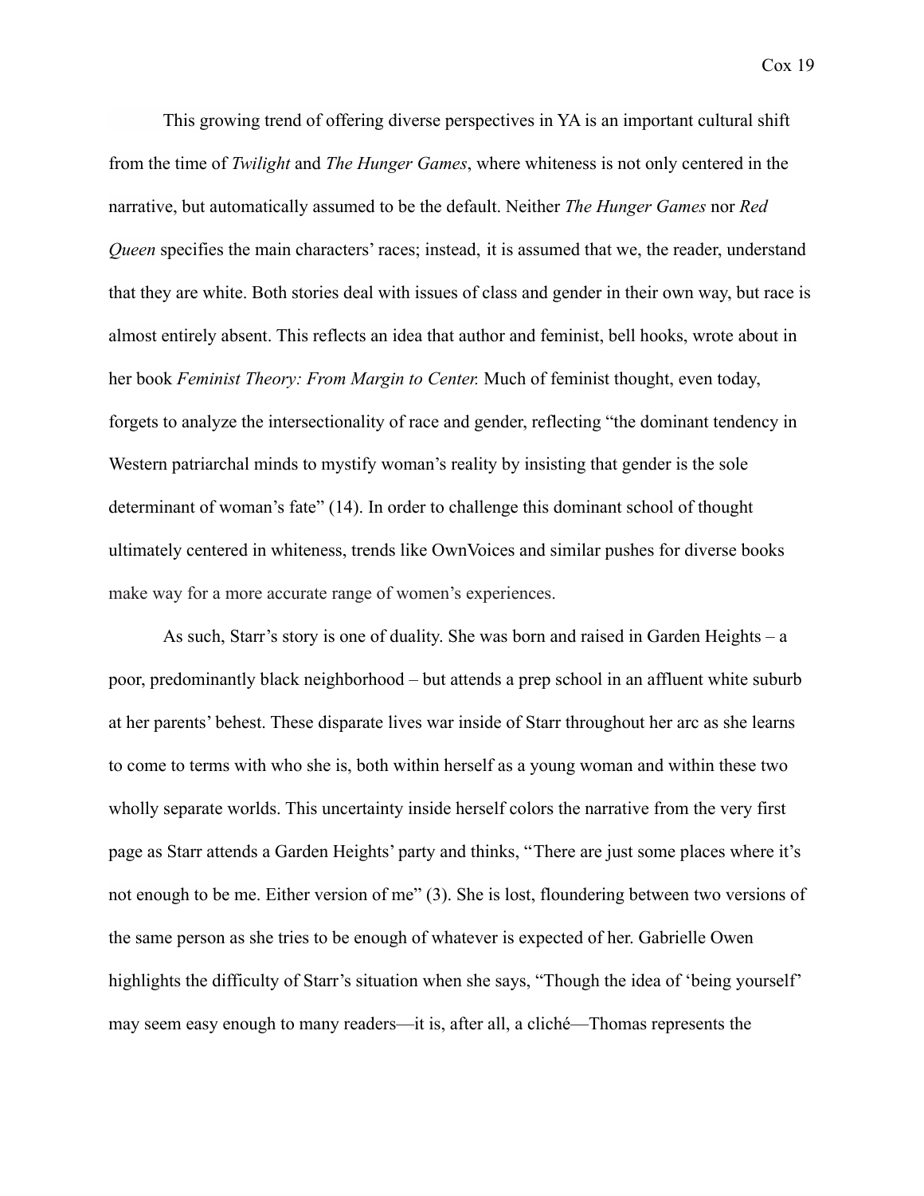This growing trend of offering diverse perspectives in YA is an important cultural shift from the time of *Twilight* and *The Hunger Games*, where whiteness is not only centered in the narrative, but automatically assumed to be the default. Neither *The Hunger Games* nor *Red Queen* specifies the main characters' races; instead, it is assumed that we, the reader, understand that they are white. Both stories deal with issues of class and gender in their own way, but race is almost entirely absent. This reflects an idea that author and feminist, bell hooks, wrote about in her book *Feminist Theory: From Margin to Center.* Much of feminist thought, even today, forgets to analyze the intersectionality of race and gender, reflecting "the dominant tendency in Western patriarchal minds to mystify woman's reality by insisting that gender is the sole determinant of woman's fate" (14). In order to challenge this dominant school of thought ultimately centered in whiteness, trends like OwnVoices and similar pushes for diverse books make way for a more accurate range of women's experiences.

As such, Starr's story is one of duality. She was born and raised in Garden Heights – a poor, predominantly black neighborhood – but attends a prep school in an affluent white suburb at her parents' behest. These disparate lives war inside of Starr throughout her arc as she learns to come to terms with who she is, both within herself as a young woman and within these two wholly separate worlds. This uncertainty inside herself colors the narrative from the very first page as Starr attends a Garden Heights' party and thinks, "There are just some places where it's not enough to be me. Either version of me" (3). She is lost, floundering between two versions of the same person as she tries to be enough of whatever is expected of her. Gabrielle Owen highlights the difficulty of Starr's situation when she says, "Though the idea of 'being yourself' may seem easy enough to many readers—it is, after all, a cliché—Thomas represents the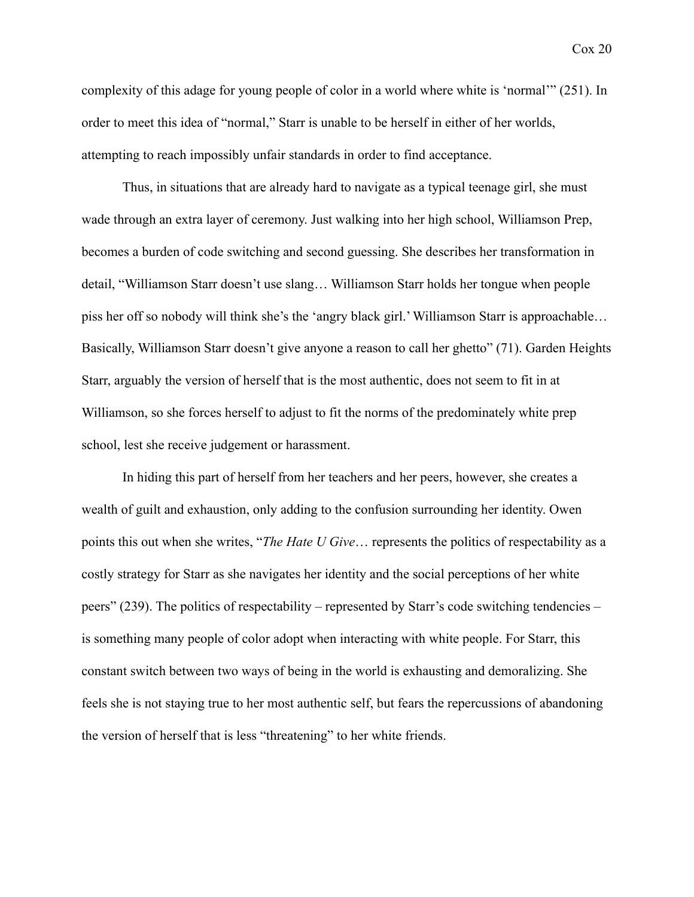complexity of this adage for young people of color in a world where white is 'normal'" (251). In order to meet this idea of "normal," Starr is unable to be herself in either of her worlds, attempting to reach impossibly unfair standards in order to find acceptance.

Thus, in situations that are already hard to navigate as a typical teenage girl, she must wade through an extra layer of ceremony. Just walking into her high school, Williamson Prep, becomes a burden of code switching and second guessing. She describes her transformation in detail, "Williamson Starr doesn't use slang… Williamson Starr holds her tongue when people piss her off so nobody will think she's the 'angry black girl.' Williamson Starr is approachable… Basically, Williamson Starr doesn't give anyone a reason to call her ghetto" (71). Garden Heights Starr, arguably the version of herself that is the most authentic, does not seem to fit in at Williamson, so she forces herself to adjust to fit the norms of the predominately white prep school, lest she receive judgement or harassment.

In hiding this part of herself from her teachers and her peers, however, she creates a wealth of guilt and exhaustion, only adding to the confusion surrounding her identity. Owen points this out when she writes, "*The Hate U Give*… represents the politics of respectability as a costly strategy for Starr as she navigates her identity and the social perceptions of her white peers" (239). The politics of respectability – represented by Starr's code switching tendencies – is something many people of color adopt when interacting with white people. For Starr, this constant switch between two ways of being in the world is exhausting and demoralizing. She feels she is not staying true to her most authentic self, but fears the repercussions of abandoning the version of herself that is less "threatening" to her white friends.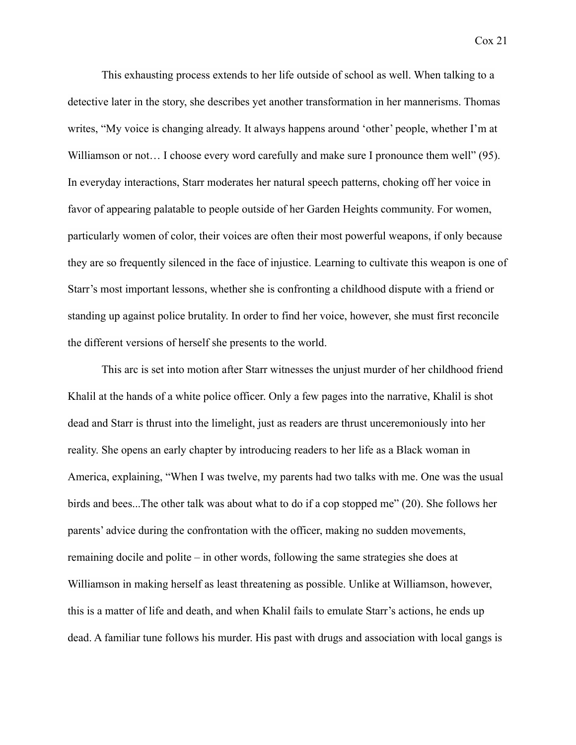This exhausting process extends to her life outside of school as well. When talking to a detective later in the story, she describes yet another transformation in her mannerisms. Thomas writes, "My voice is changing already. It always happens around 'other' people, whether I'm at Williamson or not… I choose every word carefully and make sure I pronounce them well" (95). In everyday interactions, Starr moderates her natural speech patterns, choking off her voice in favor of appearing palatable to people outside of her Garden Heights community. For women, particularly women of color, their voices are often their most powerful weapons, if only because they are so frequently silenced in the face of injustice. Learning to cultivate this weapon is one of Starr's most important lessons, whether she is confronting a childhood dispute with a friend or standing up against police brutality. In order to find her voice, however, she must first reconcile the different versions of herself she presents to the world.

This arc is set into motion after Starr witnesses the unjust murder of her childhood friend Khalil at the hands of a white police officer. Only a few pages into the narrative, Khalil is shot dead and Starr is thrust into the limelight, just as readers are thrust unceremoniously into her reality. She opens an early chapter by introducing readers to her life as a Black woman in America, explaining, "When I was twelve, my parents had two talks with me. One was the usual birds and bees...The other talk was about what to do if a cop stopped me" (20). She follows her parents' advice during the confrontation with the officer, making no sudden movements, remaining docile and polite – in other words, following the same strategies she does at Williamson in making herself as least threatening as possible. Unlike at Williamson, however, this is a matter of life and death, and when Khalil fails to emulate Starr's actions, he ends up dead. A familiar tune follows his murder. His past with drugs and association with local gangs is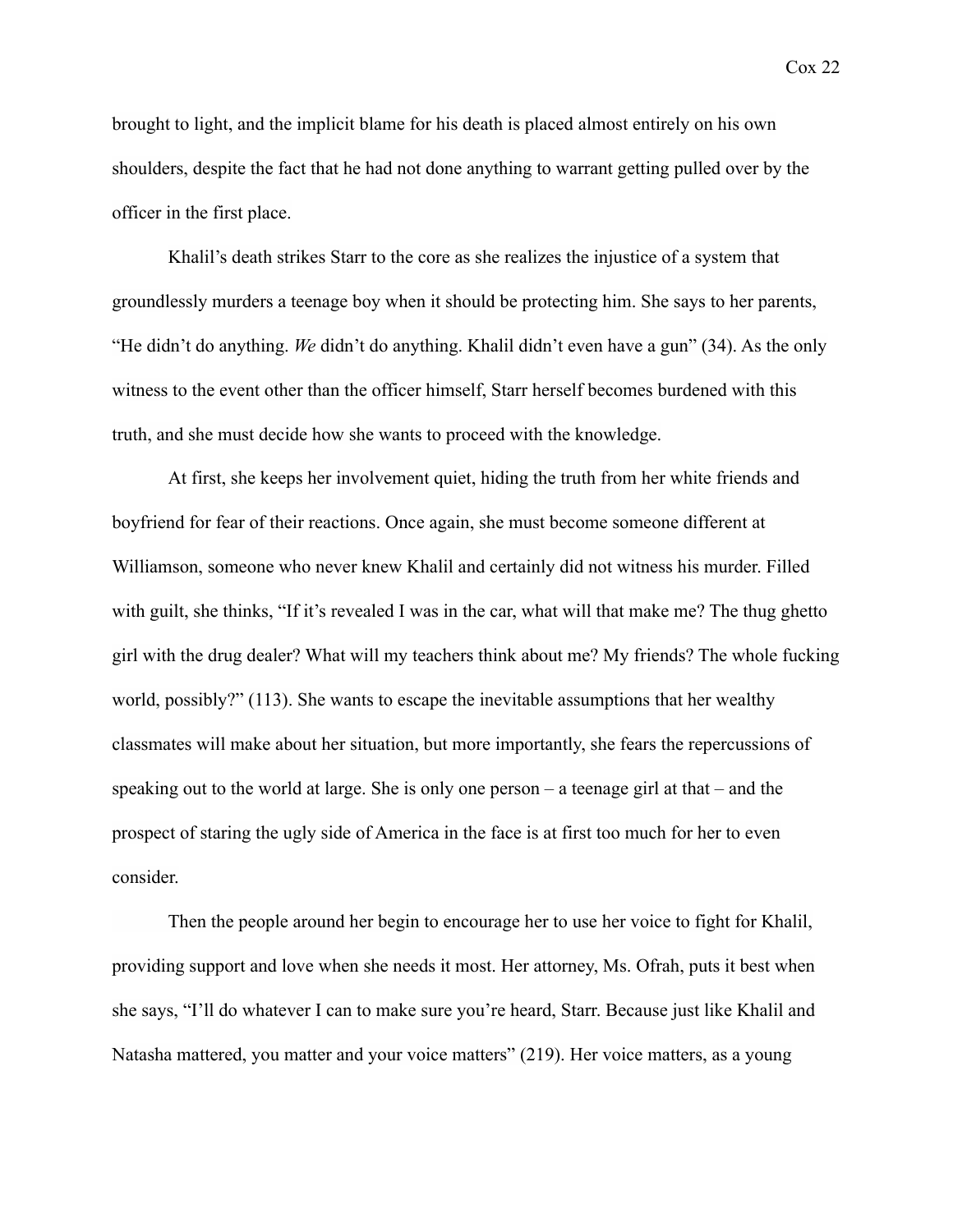brought to light, and the implicit blame for his death is placed almost entirely on his own shoulders, despite the fact that he had not done anything to warrant getting pulled over by the officer in the first place.

Khalil's death strikes Starr to the core as she realizes the injustice of a system that groundlessly murders a teenage boy when it should be protecting him. She says to her parents, "He didn't do anything. *We* didn't do anything. Khalil didn't even have a gun" (34). As the only witness to the event other than the officer himself, Starr herself becomes burdened with this truth, and she must decide how she wants to proceed with the knowledge.

At first, she keeps her involvement quiet, hiding the truth from her white friends and boyfriend for fear of their reactions. Once again, she must become someone different at Williamson, someone who never knew Khalil and certainly did not witness his murder. Filled with guilt, she thinks, "If it's revealed I was in the car, what will that make me? The thug ghetto girl with the drug dealer? What will my teachers think about me? My friends? The whole fucking world, possibly?" (113). She wants to escape the inevitable assumptions that her wealthy classmates will make about her situation, but more importantly, she fears the repercussions of speaking out to the world at large. She is only one person – a teenage girl at that – and the prospect of staring the ugly side of America in the face is at first too much for her to even consider.

Then the people around her begin to encourage her to use her voice to fight for Khalil, providing support and love when she needs it most. Her attorney, Ms. Ofrah, puts it best when she says, "I'll do whatever I can to make sure you're heard, Starr. Because just like Khalil and Natasha mattered, you matter and your voice matters" (219). Her voice matters, as a young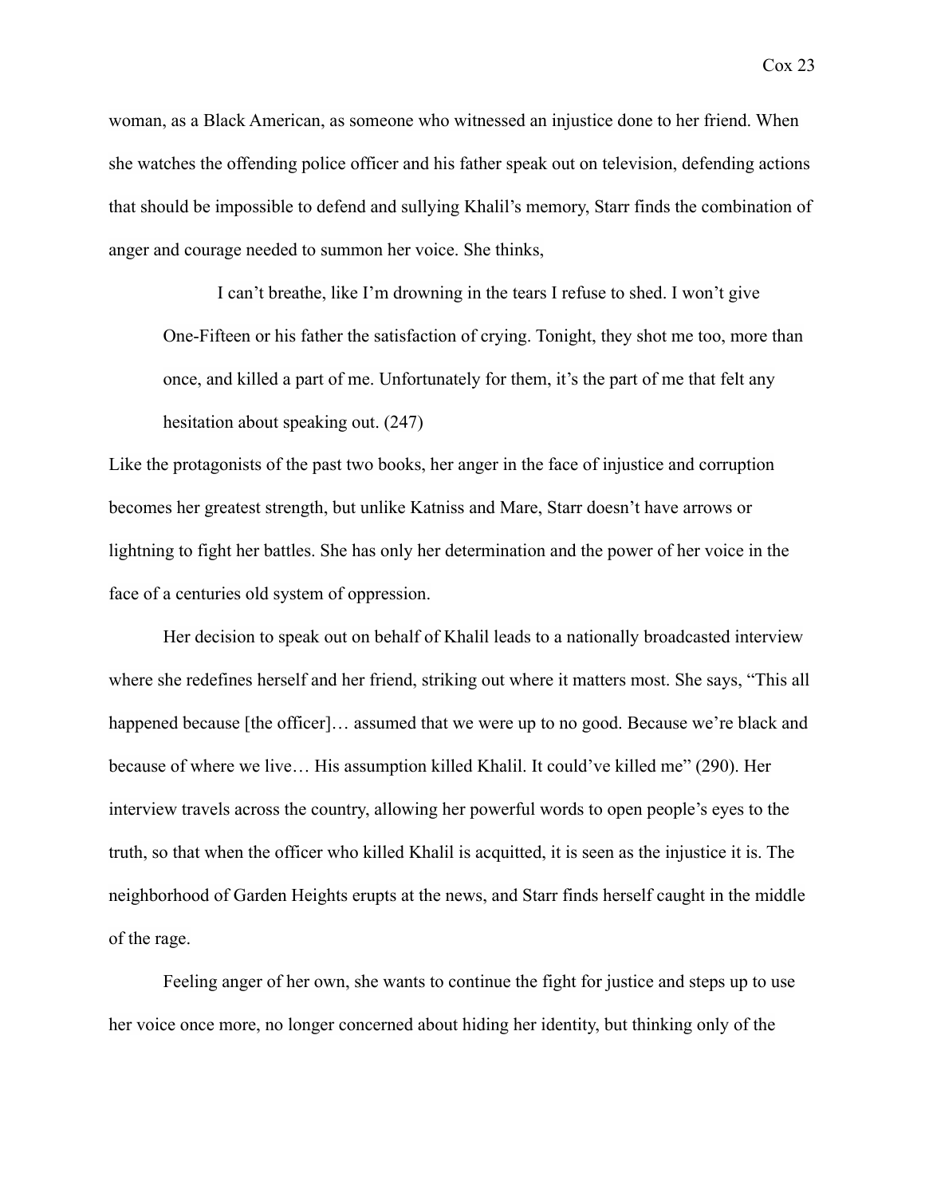woman, as a Black American, as someone who witnessed an injustice done to her friend. When she watches the offending police officer and his father speak out on television, defending actions that should be impossible to defend and sullying Khalil's memory, Starr finds the combination of anger and courage needed to summon her voice. She thinks,

> I can't breathe, like I'm drowning in the tears I refuse to shed. I won't give One-Fifteen or his father the satisfaction of crying. Tonight, they shot me too, more than once, and killed a part of me. Unfortunately for them, it's the part of me that felt any hesitation about speaking out. (247)

Like the protagonists of the past two books, her anger in the face of injustice and corruption becomes her greatest strength, but unlike Katniss and Mare, Starr doesn't have arrows or lightning to fight her battles. She has only her determination and the power of her voice in the face of a centuries old system of oppression.

Her decision to speak out on behalf of Khalil leads to a nationally broadcasted interview where she redefines herself and her friend, striking out where it matters most. She says, "This all happened because [the officer]… assumed that we were up to no good. Because we're black and because of where we live… His assumption killed Khalil. It could've killed me" (290). Her interview travels across the country, allowing her powerful words to open people's eyes to the truth, so that when the officer who killed Khalil is acquitted, it is seen as the injustice it is. The neighborhood of Garden Heights erupts at the news, and Starr finds herself caught in the middle of the rage.

Feeling anger of her own, she wants to continue the fight for justice and steps up to use her voice once more, no longer concerned about hiding her identity, but thinking only of the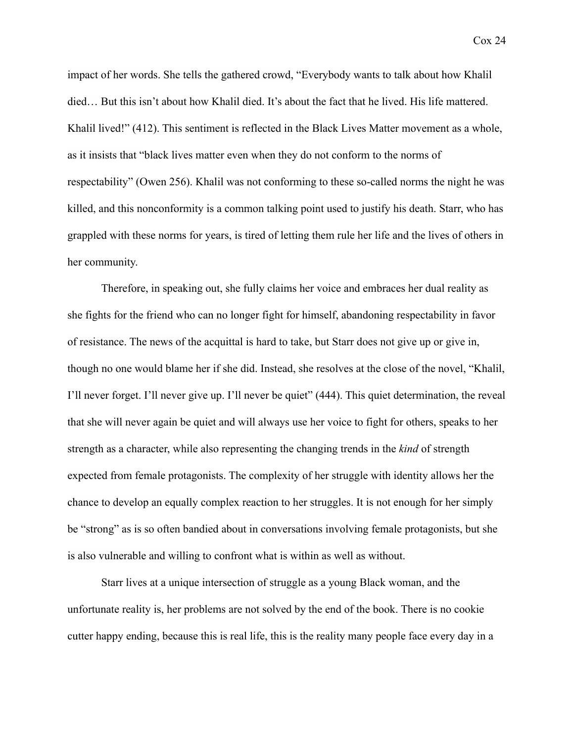impact of her words. She tells the gathered crowd, "Everybody wants to talk about how Khalil died… But this isn't about how Khalil died. It's about the fact that he lived. His life mattered. Khalil lived!" (412). This sentiment is reflected in the Black Lives Matter movement as a whole, as it insists that "black lives matter even when they do not conform to the norms of respectability" (Owen 256). Khalil was not conforming to these so-called norms the night he was killed, and this nonconformity is a common talking point used to justify his death. Starr, who has grappled with these norms for years, is tired of letting them rule her life and the lives of others in her community.

Therefore, in speaking out, she fully claims her voice and embraces her dual reality as she fights for the friend who can no longer fight for himself, abandoning respectability in favor of resistance. The news of the acquittal is hard to take, but Starr does not give up or give in, though no one would blame her if she did. Instead, she resolves at the close of the novel, "Khalil, I'll never forget. I'll never give up. I'll never be quiet" (444). This quiet determination, the reveal that she will never again be quiet and will always use her voice to fight for others, speaks to her strength as a character, while also representing the changing trends in the *kind* of strength expected from female protagonists. The complexity of her struggle with identity allows her the chance to develop an equally complex reaction to her struggles. It is not enough for her simply be "strong" as is so often bandied about in conversations involving female protagonists, but she is also vulnerable and willing to confront what is within as well as without.

Starr lives at a unique intersection of struggle as a young Black woman, and the unfortunate reality is, her problems are not solved by the end of the book. There is no cookie cutter happy ending, because this is real life, this is the reality many people face every day in a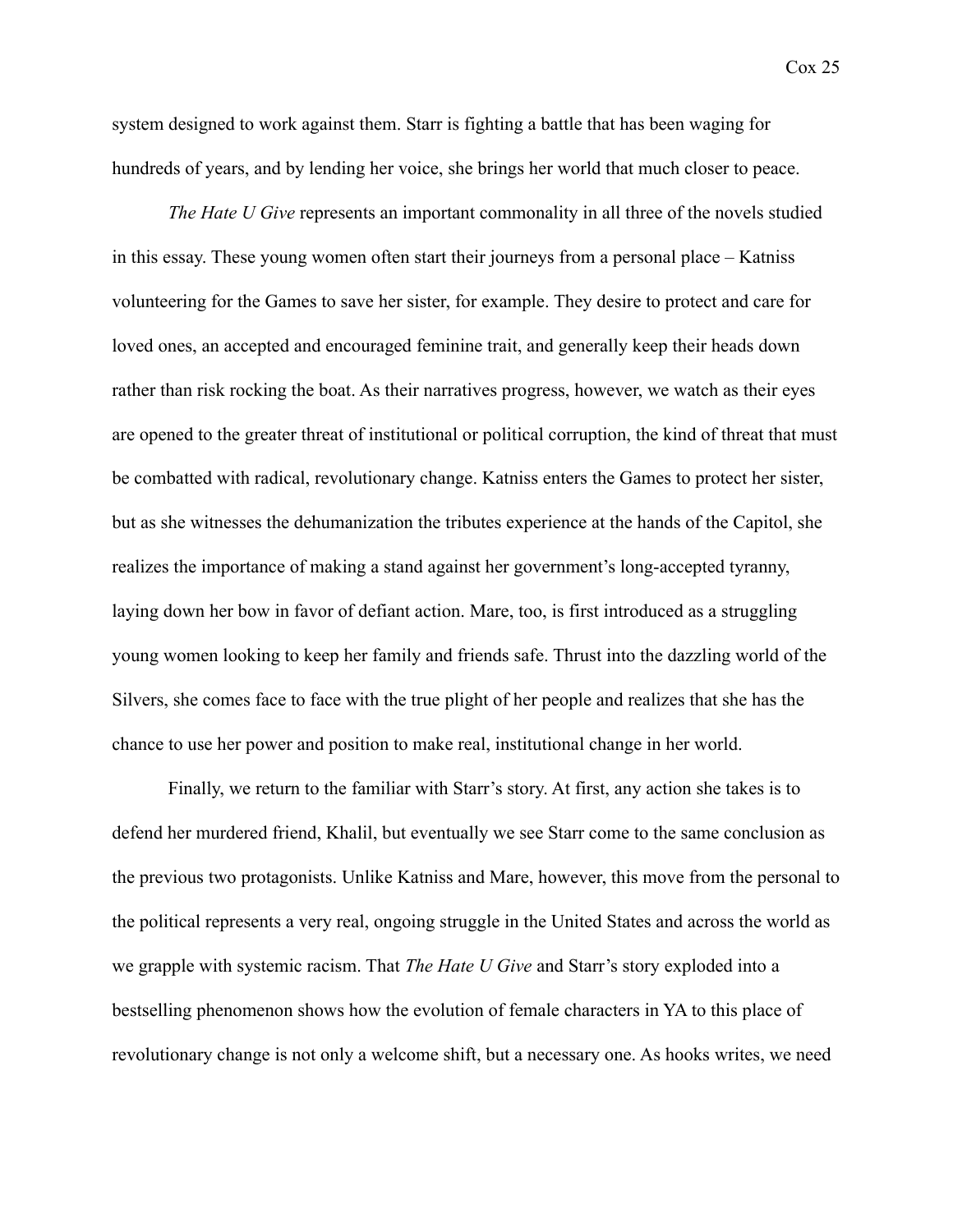system designed to work against them. Starr is fighting a battle that has been waging for hundreds of years, and by lending her voice, she brings her world that much closer to peace.

*The Hate U Give* represents an important commonality in all three of the novels studied in this essay. These young women often start their journeys from a personal place – Katniss volunteering for the Games to save her sister, for example. They desire to protect and care for loved ones, an accepted and encouraged feminine trait, and generally keep their heads down rather than risk rocking the boat. As their narratives progress, however, we watch as their eyes are opened to the greater threat of institutional or political corruption, the kind of threat that must be combatted with radical, revolutionary change. Katniss enters the Games to protect her sister, but as she witnesses the dehumanization the tributes experience at the hands of the Capitol, she realizes the importance of making a stand against her government's long-accepted tyranny, laying down her bow in favor of defiant action. Mare, too, is first introduced as a struggling young women looking to keep her family and friends safe. Thrust into the dazzling world of the Silvers, she comes face to face with the true plight of her people and realizes that she has the chance to use her power and position to make real, institutional change in her world.

Finally, we return to the familiar with Starr's story. At first, any action she takes is to defend her murdered friend, Khalil, but eventually we see Starr come to the same conclusion as the previous two protagonists. Unlike Katniss and Mare, however, this move from the personal to the political represents a very real, ongoing struggle in the United States and across the world as we grapple with systemic racism. That *The Hate U Give* and Starr's story exploded into a bestselling phenomenon shows how the evolution of female characters in YA to this place of revolutionary change is not only a welcome shift, but a necessary one. As hooks writes, we need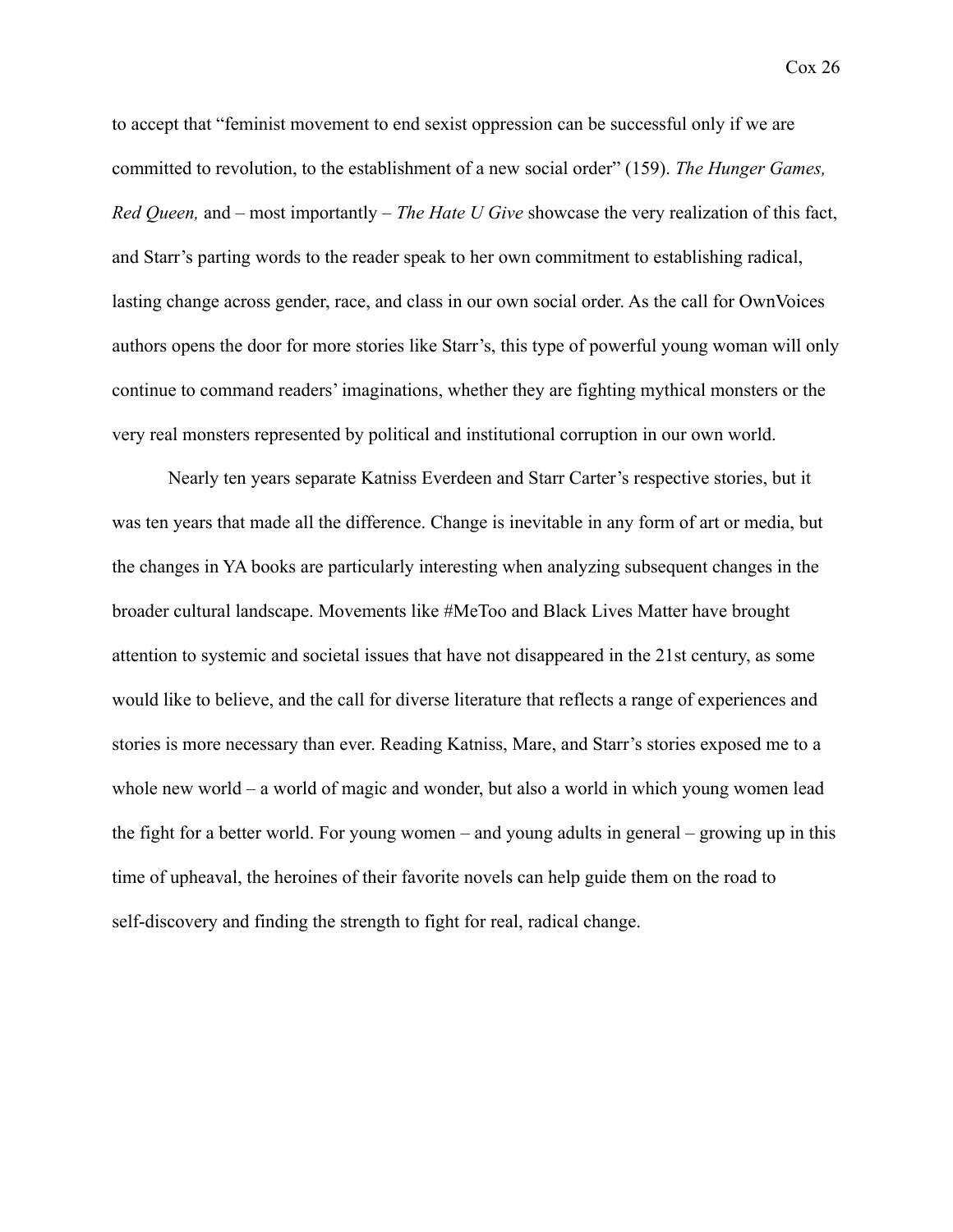to accept that "feminist movement to end sexist oppression can be successful only if we are committed to revolution, to the establishment of a new social order" (159). *The Hunger Games, Red Queen,* and – most importantly – *The Hate U Give* showcase the very realization of this fact, and Starr's parting words to the reader speak to her own commitment to establishing radical, lasting change across gender, race, and class in our own social order. As the call for OwnVoices authors opens the door for more stories like Starr's, this type of powerful young woman will only continue to command readers' imaginations, whether they are fighting mythical monsters or the very real monsters represented by political and institutional corruption in our own world.

Nearly ten years separate Katniss Everdeen and Starr Carter's respective stories, but it was ten years that made all the difference. Change is inevitable in any form of art or media, but the changes in YA books are particularly interesting when analyzing subsequent changes in the broader cultural landscape. Movements like #MeToo and Black Lives Matter have brought attention to systemic and societal issues that have not disappeared in the 21st century, as some would like to believe, and the call for diverse literature that reflects a range of experiences and stories is more necessary than ever. Reading Katniss, Mare, and Starr's stories exposed me to a whole new world – a world of magic and wonder, but also a world in which young women lead the fight for a better world. For young women – and young adults in general – growing up in this time of upheaval, the heroines of their favorite novels can help guide them on the road to self-discovery and finding the strength to fight for real, radical change.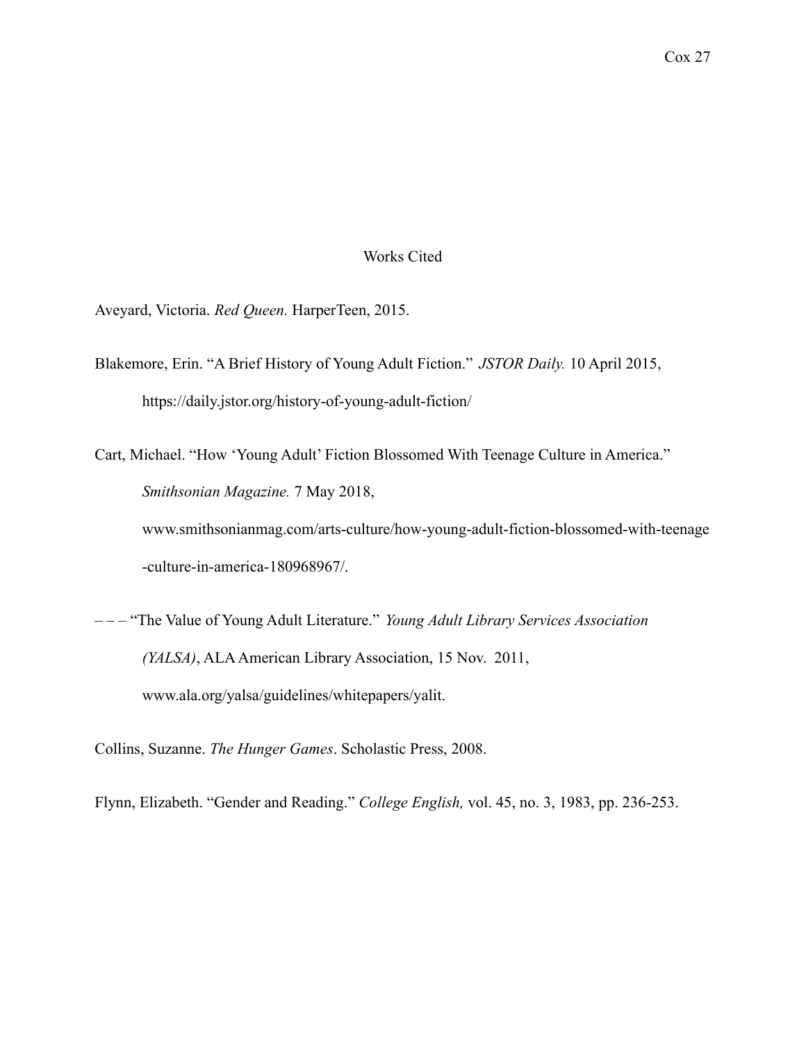# Works Cited

Aveyard, Victoria. *Red Queen.* HarperTeen, 2015.

Blakemore, Erin. "A Brief History of Young Adult Fiction." *JSTOR Daily.* 10 April 2015, https://daily.jstor.org/history-of-young-adult-fiction/

Cart, Michael. "How 'Young Adult' Fiction Blossomed With Teenage Culture in America." *Smithsonian Magazine.* 7 May 2018, www.smithsonianmag.com/arts-culture/how-young-adult-fiction-blossomed-with-teenage-culture-in-america-180968967/.

– – – "The Value of Young Adult Literature." *Young Adult Library Services Association (YALSA)*, ALA American Library Association, 15 Nov. 2011, www.ala.org/yalsa/guidelines/whitepapers/yalit.

Collins, Suzanne. *The Hunger Games*. Scholastic Press, 2008.

Flynn, Elizabeth. "Gender and Reading." *College English,* vol. 45, no. 3, 1983, pp. 236-253.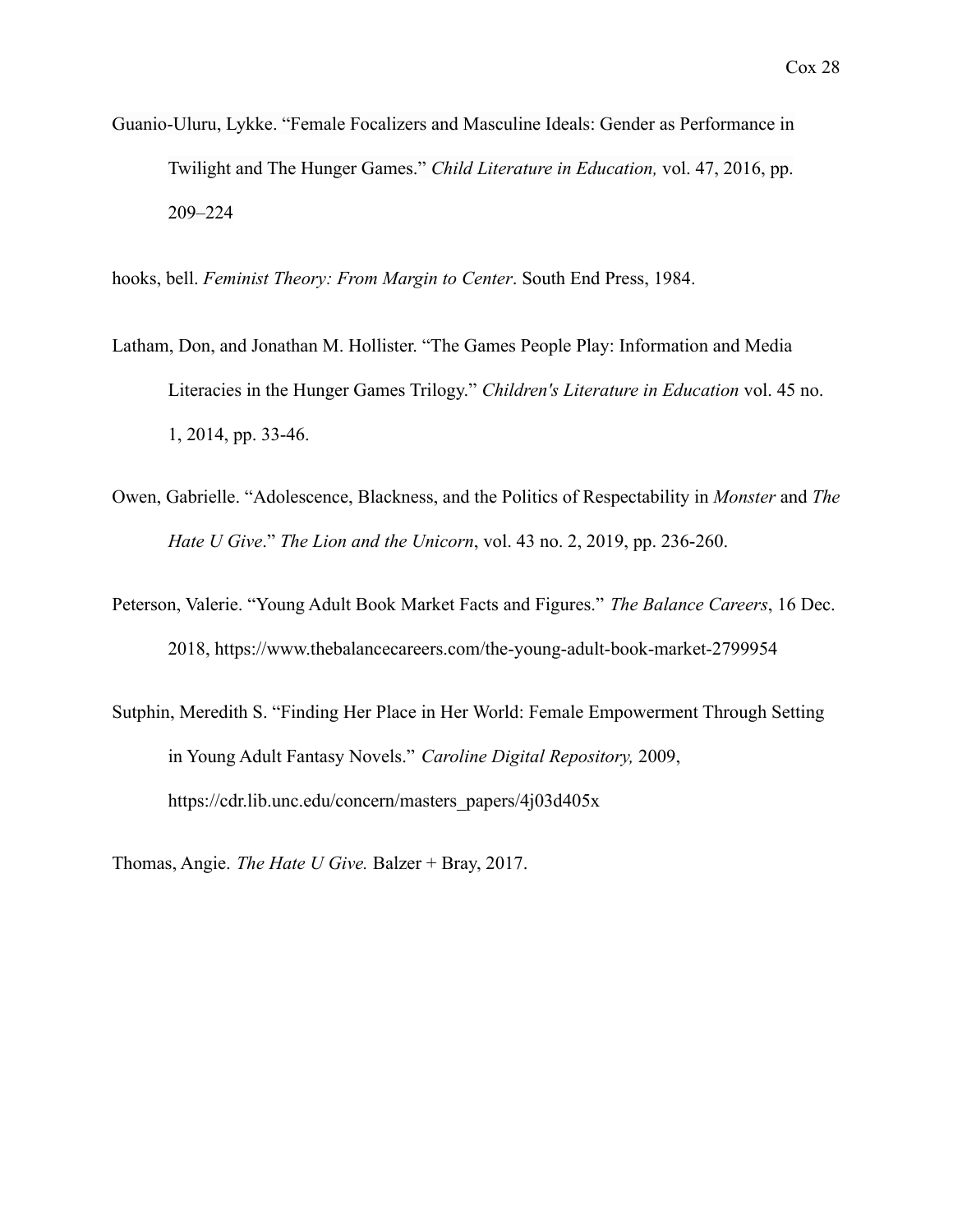Guanio-Uluru, Lykke. "Female Focalizers and Masculine Ideals: Gender as Performance in Twilight and The Hunger Games." *Child Literature in Education,* vol. 47, 2016, pp. 209–224

hooks, bell. *Feminist Theory: From Margin to Center*. South End Press, 1984.

Latham, Don, and Jonathan M. Hollister. "The Games People Play: Information and Media Literacies in the Hunger Games Trilogy." *Children's Literature in Education* vol. 45 no. 1, 2014, pp. 33-46.

Owen, Gabrielle. "Adolescence, Blackness, and the Politics of Respectability in *Monster* and *The Hate U Give*." *The Lion and the Unicorn*, vol. 43 no. 2, 2019, pp. 236-260.

Peterson, Valerie. "Young Adult Book Market Facts and Figures." *The Balance Careers*, 16 Dec. 2018, https://www.thebalancecareers.com/the-young-adult-book-market-2799954

Sutphin, Meredith S. "Finding Her Place in Her World: Female Empowerment Through Setting in Young Adult Fantasy Novels." *Caroline Digital Repository,* 2009, https://cdr.lib.unc.edu/concern/masters_papers/4j03d405x

Thomas, Angie. *The Hate U Give.* Balzer + Bray, 2017.